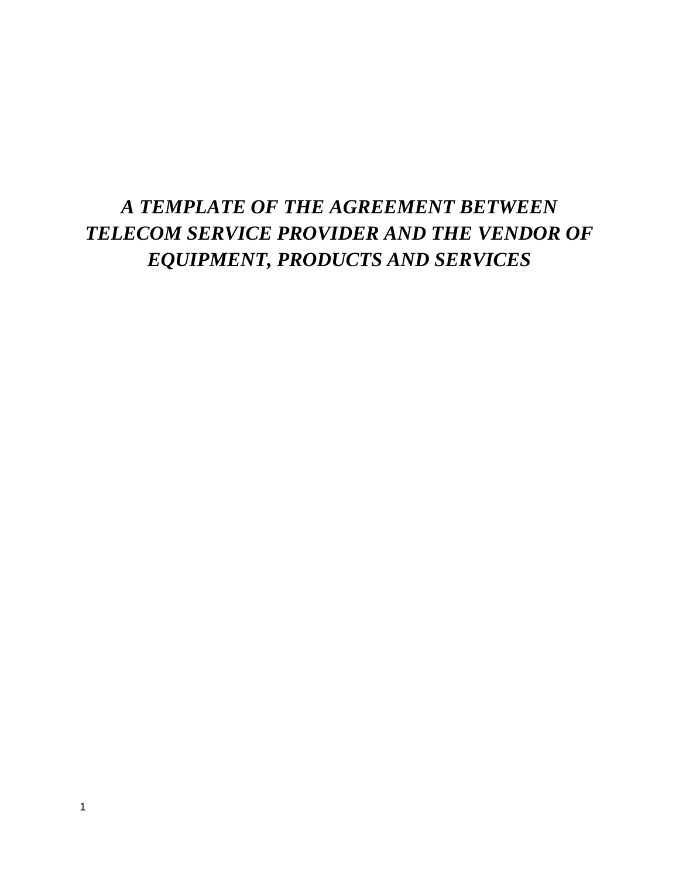# *A TEMPLATE OF THE AGREEMENT BETWEEN TELECOM SERVICE PROVIDER AND THE VENDOR OF EQUIPMENT, PRODUCTS AND SERVICES*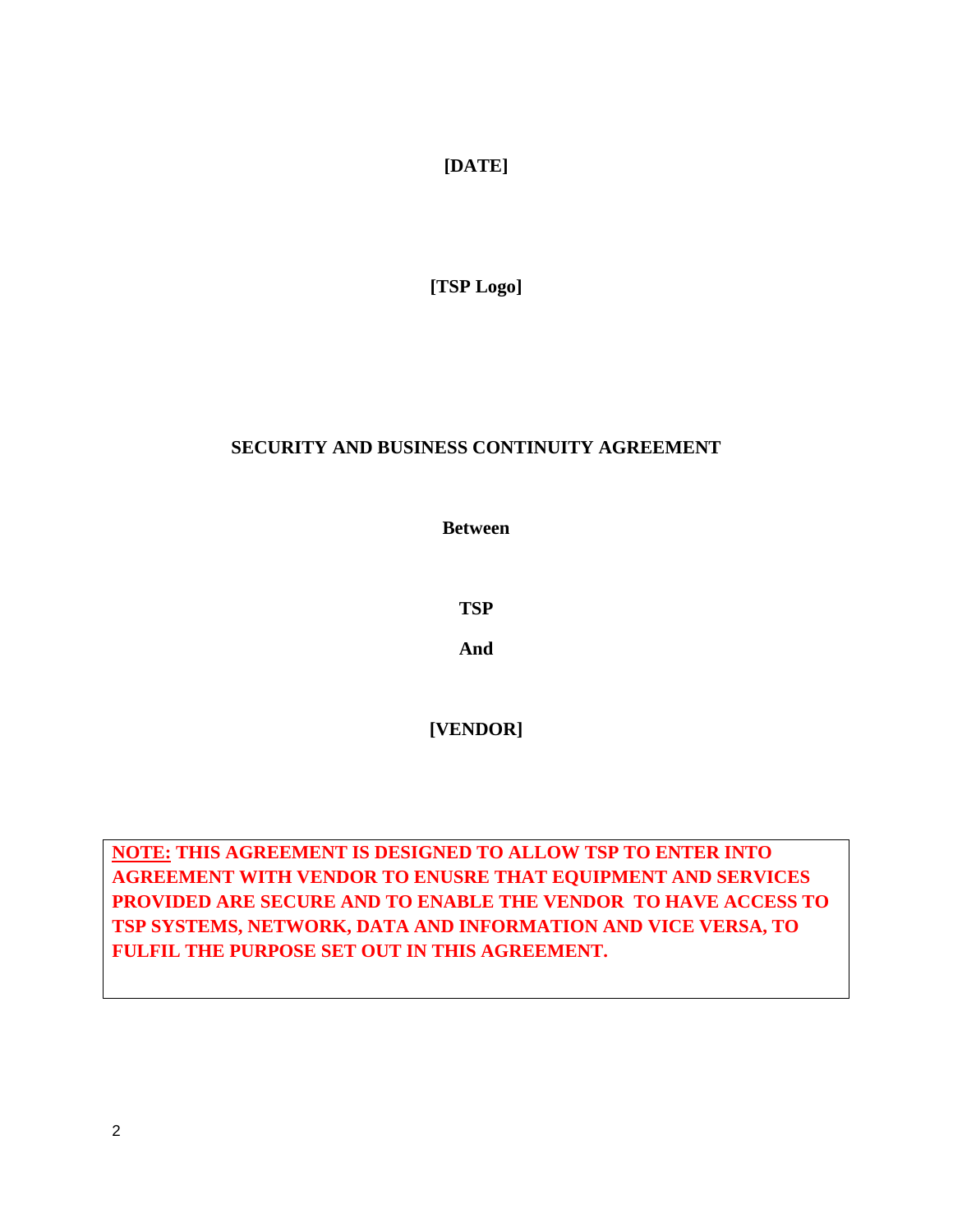**[DATE]**

**[TSP Logo]**

# SECURITY AND BUSINESS CONTINUITY AGREEMENT

**Between**

**TSP**

**And**

**[VENDOR]**

**<u>NOTE:</u> THIS AGREEMENT IS DESIGNED TO ALLOW TSP TO ENTER INTO AGREEMENT WITH VENDOR TO ENUSRE THAT EQUIPMENT AND SERVICES PROVIDED ARE SECURE AND TO ENABLE THE VENDOR TO HAVE ACCESS TO TSP SYSTEMS, NETWORK, DATA AND INFORMATION AND VICE VERSA, TO FULFIL THE PURPOSE SET OUT IN THIS AGREEMENT.**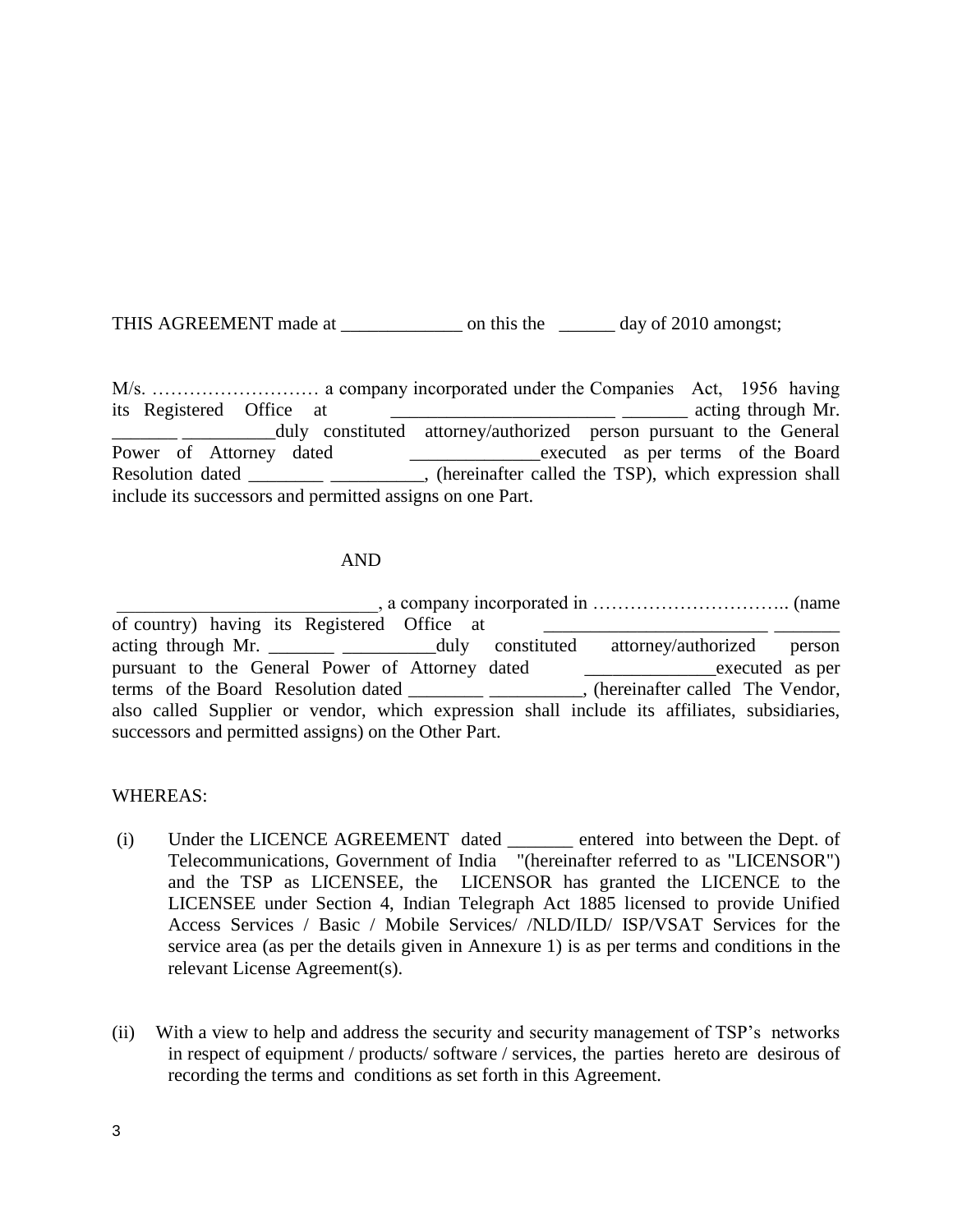THIS AGREEMENT made at _____________ on this the ______ day of 2010 amongst;

M/s. ……………………… a company incorporated under the Companies Act, 1956 having its Registered Office at ________________________ _______ acting through Mr. _______ __________duly constituted attorney/authorized person pursuant to the General Power of Attorney dated ______________executed as per terms of the Board Resolution dated ________ __________, (hereinafter called the TSP), which expression shall include its successors and permitted assigns on one Part.

AND

____________________________, a company incorporated in ………………………….. (name of country) having its Registered Office at ________________________ _______ acting through Mr. _______ __________duly constituted attorney/authorized person pursuant to the General Power of Attorney dated ______________executed as per terms of the Board Resolution dated ________ __________, (hereinafter called The Vendor, also called Supplier or vendor, which expression shall include its affiliates, subsidiaries, successors and permitted assigns) on the Other Part.

WHEREAS:

(i) Under the LICENCE AGREEMENT dated _______ entered into between the Dept. of Telecommunications, Government of India "(hereinafter referred to as "LICENSOR") and the TSP as LICENSEE, the LICENSOR has granted the LICENCE to the LICENSEE under Section 4, Indian Telegraph Act 1885 licensed to provide Unified Access Services / Basic / Mobile Services/ /NLD/ILD/ ISP/VSAT Services for the service area (as per the details given in Annexure 1) is as per terms and conditions in the relevant License Agreement(s).

(ii) With a view to help and address the security and security management of TSP's networks in respect of equipment / products/ software / services, the parties hereto are desirous of recording the terms and conditions as set forth in this Agreement.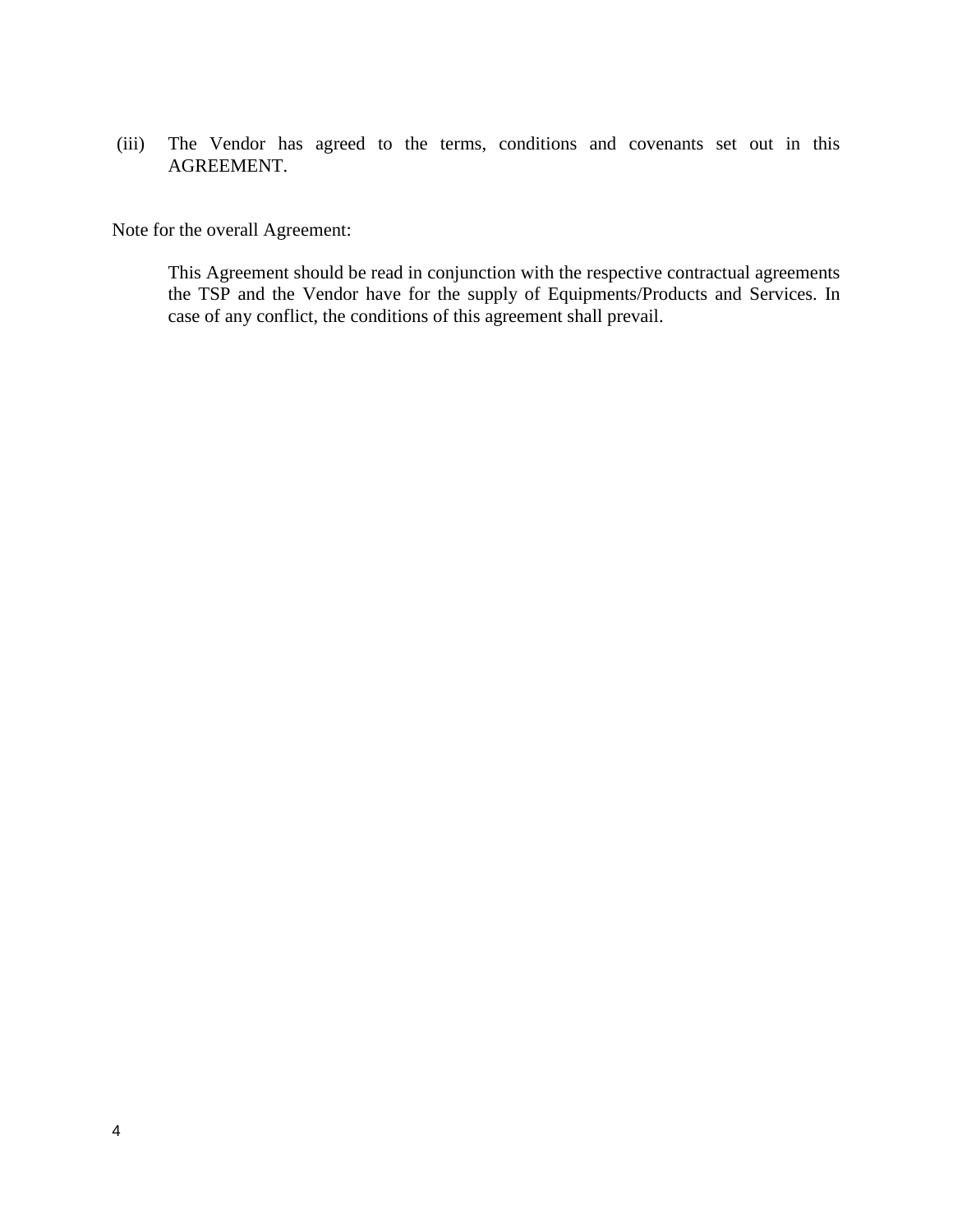(iii) The Vendor has agreed to the terms, conditions and covenants set out in this AGREEMENT.

Note for the overall Agreement:

> This Agreement should be read in conjunction with the respective contractual agreements the TSP and the Vendor have for the supply of Equipments/Products and Services. In case of any conflict, the conditions of this agreement shall prevail.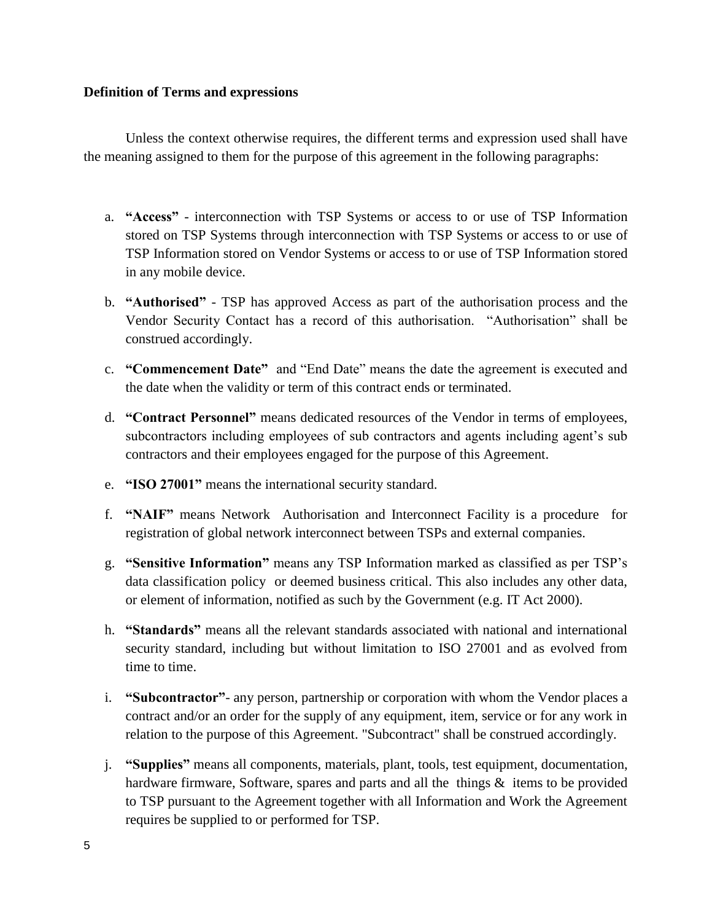**Definition of Terms and expressions**

Unless the context otherwise requires, the different terms and expression used shall have the meaning assigned to them for the purpose of this agreement in the following paragraphs:

a. **"Access"** - interconnection with TSP Systems or access to or use of TSP Information stored on TSP Systems through interconnection with TSP Systems or access to or use of TSP Information stored on Vendor Systems or access to or use of TSP Information stored in any mobile device.

b. **"Authorised"** - TSP has approved Access as part of the authorisation process and the Vendor Security Contact has a record of this authorisation. "Authorisation" shall be construed accordingly.

c. **"Commencement Date"** and "End Date" means the date the agreement is executed and the date when the validity or term of this contract ends or terminated.

d. **"Contract Personnel"** means dedicated resources of the Vendor in terms of employees, subcontractors including employees of sub contractors and agents including agent's sub contractors and their employees engaged for the purpose of this Agreement.

e. **"ISO 27001"** means the international security standard.

f. **"NAIF"** means Network Authorisation and Interconnect Facility is a procedure for registration of global network interconnect between TSPs and external companies.

g. **"Sensitive Information"** means any TSP Information marked as classified as per TSP's data classification policy or deemed business critical. This also includes any other data, or element of information, notified as such by the Government (e.g. IT Act 2000).

h. **"Standards"** means all the relevant standards associated with national and international security standard, including but without limitation to ISO 27001 and as evolved from time to time.

i. **"Subcontractor"**- any person, partnership or corporation with whom the Vendor places a contract and/or an order for the supply of any equipment, item, service or for any work in relation to the purpose of this Agreement. "Subcontract" shall be construed accordingly.

j. **"Supplies"** means all components, materials, plant, tools, test equipment, documentation, hardware firmware, Software, spares and parts and all the things & items to be provided to TSP pursuant to the Agreement together with all Information and Work the Agreement requires be supplied to or performed for TSP.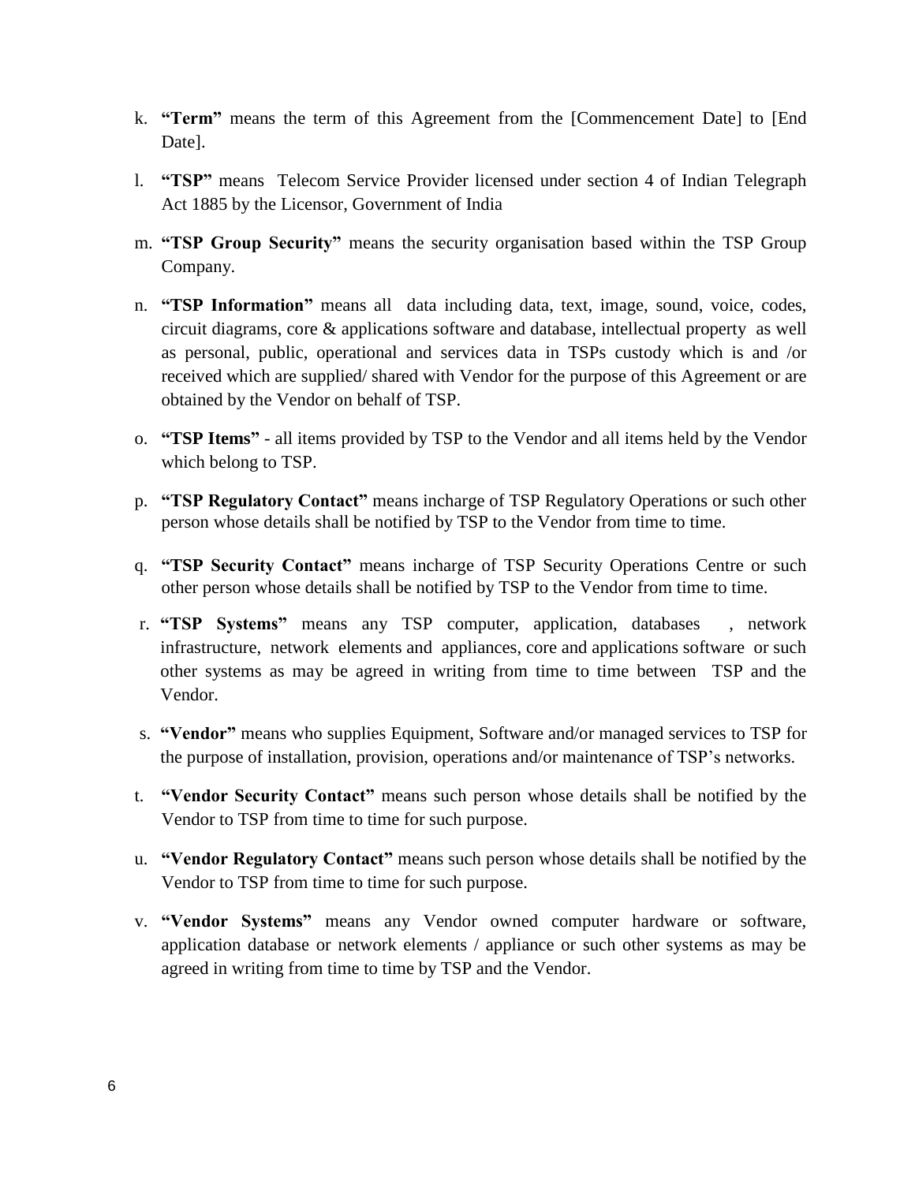k. **"Term"** means the term of this Agreement from the [Commencement Date] to [End Date].

l. **"TSP"** means Telecom Service Provider licensed under section 4 of Indian Telegraph Act 1885 by the Licensor, Government of India

m. **"TSP Group Security"** means the security organisation based within the TSP Group Company.

n. **"TSP Information"** means all data including data, text, image, sound, voice, codes, circuit diagrams, core & applications software and database, intellectual property as well as personal, public, operational and services data in TSPs custody which is and /or received which are supplied/ shared with Vendor for the purpose of this Agreement or are obtained by the Vendor on behalf of TSP.

o. **"TSP Items"** - all items provided by TSP to the Vendor and all items held by the Vendor which belong to TSP.

p. **"TSP Regulatory Contact"** means incharge of TSP Regulatory Operations or such other person whose details shall be notified by TSP to the Vendor from time to time.

q. **"TSP Security Contact"** means incharge of TSP Security Operations Centre or such other person whose details shall be notified by TSP to the Vendor from time to time.

r. **"TSP Systems"** means any TSP computer, application, databases , network infrastructure, network elements and appliances, core and applications software or such other systems as may be agreed in writing from time to time between TSP and the Vendor.

s. **"Vendor"** means who supplies Equipment, Software and/or managed services to TSP for the purpose of installation, provision, operations and/or maintenance of TSP's networks.

t. **"Vendor Security Contact"** means such person whose details shall be notified by the Vendor to TSP from time to time for such purpose.

u. **"Vendor Regulatory Contact"** means such person whose details shall be notified by the Vendor to TSP from time to time for such purpose.

v. **"Vendor Systems"** means any Vendor owned computer hardware or software, application database or network elements / appliance or such other systems as may be agreed in writing from time to time by TSP and the Vendor.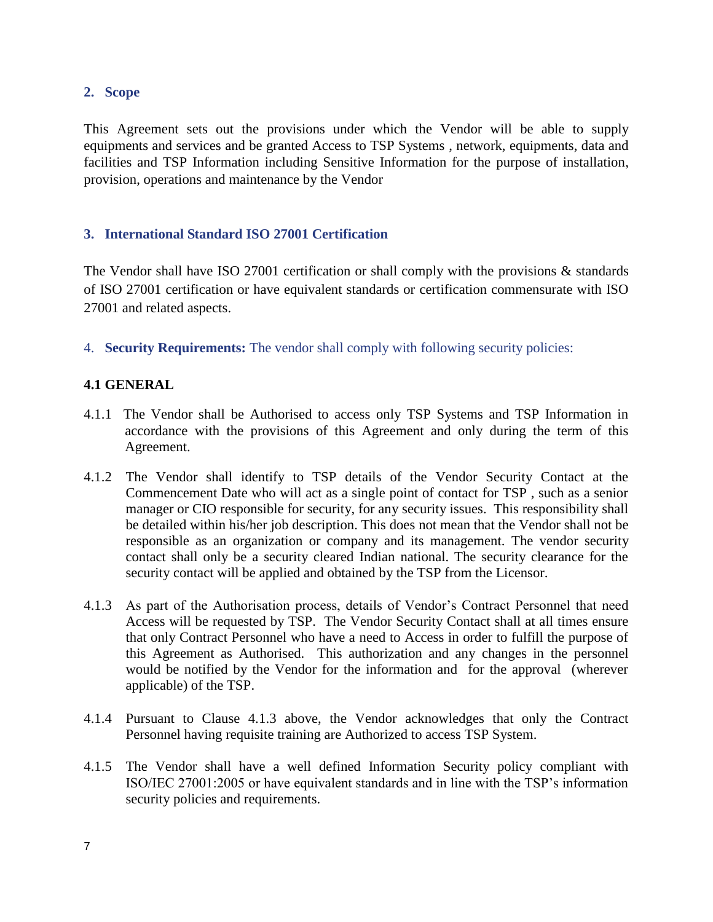## 2. Scope

This Agreement sets out the provisions under which the Vendor will be able to supply equipments and services and be granted Access to TSP Systems , network, equipments, data and facilities and TSP Information including Sensitive Information for the purpose of installation, provision, operations and maintenance by the Vendor

## 3. International Standard ISO 27001 Certification

The Vendor shall have ISO 27001 certification or shall comply with the provisions & standards of ISO 27001 certification or have equivalent standards or certification commensurate with ISO 27001 and related aspects.

## 4. **Security Requirements:** The vendor shall comply with following security policies:

### 4.1 GENERAL

4.1.1 The Vendor shall be Authorised to access only TSP Systems and TSP Information in accordance with the provisions of this Agreement and only during the term of this Agreement.

4.1.2 The Vendor shall identify to TSP details of the Vendor Security Contact at the Commencement Date who will act as a single point of contact for TSP , such as a senior manager or CIO responsible for security, for any security issues. This responsibility shall be detailed within his/her job description. This does not mean that the Vendor shall not be responsible as an organization or company and its management. The vendor security contact shall only be a security cleared Indian national. The security clearance for the security contact will be applied and obtained by the TSP from the Licensor.

4.1.3 As part of the Authorisation process, details of Vendor's Contract Personnel that need Access will be requested by TSP. The Vendor Security Contact shall at all times ensure that only Contract Personnel who have a need to Access in order to fulfill the purpose of this Agreement as Authorised. This authorization and any changes in the personnel would be notified by the Vendor for the information and for the approval (wherever applicable) of the TSP.

4.1.4 Pursuant to Clause 4.1.3 above, the Vendor acknowledges that only the Contract Personnel having requisite training are Authorized to access TSP System.

4.1.5 The Vendor shall have a well defined Information Security policy compliant with ISO/IEC 27001:2005 or have equivalent standards and in line with the TSP's information security policies and requirements.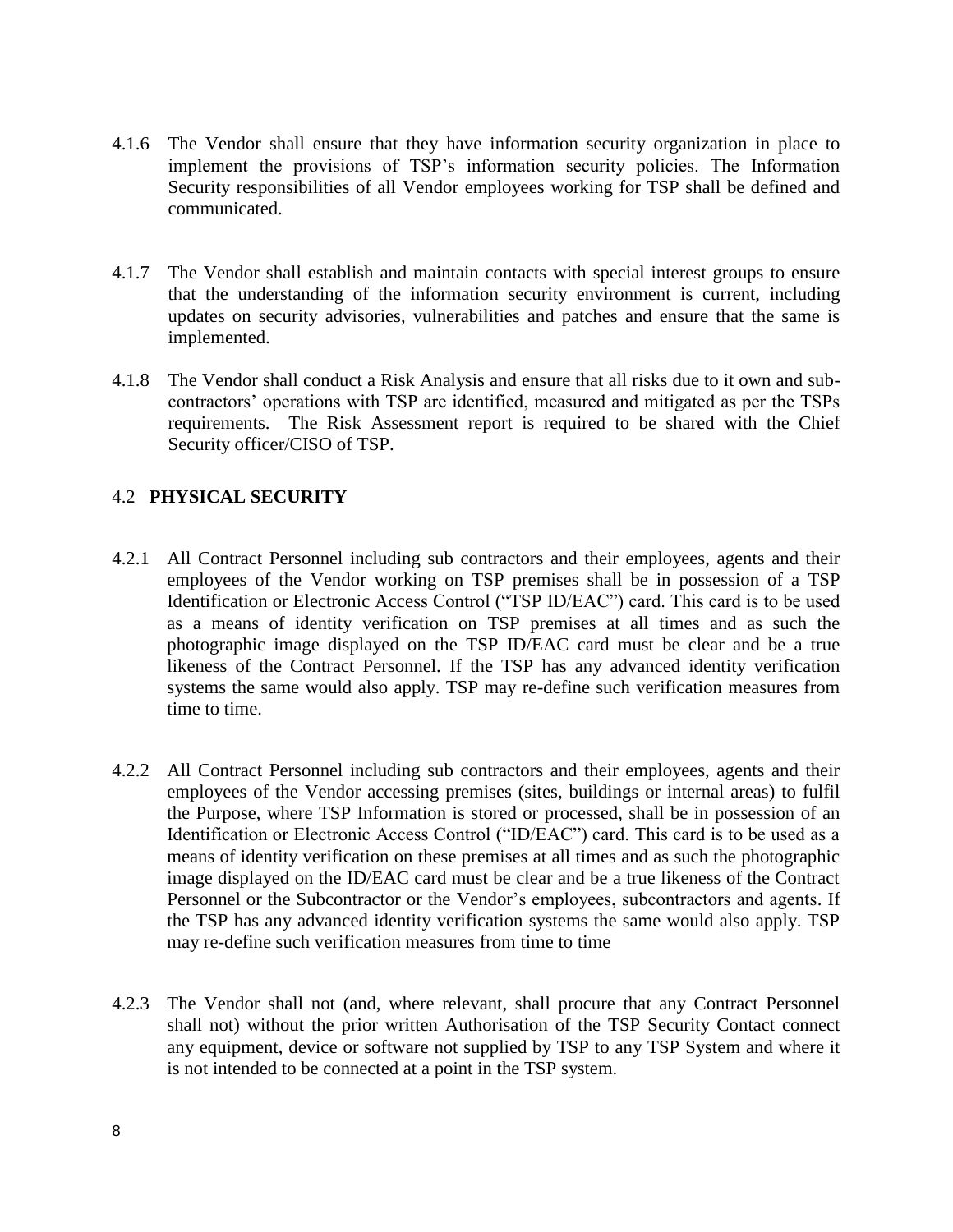4.1.6 The Vendor shall ensure that they have information security organization in place to implement the provisions of TSP's information security policies. The Information Security responsibilities of all Vendor employees working for TSP shall be defined and communicated.

4.1.7 The Vendor shall establish and maintain contacts with special interest groups to ensure that the understanding of the information security environment is current, including updates on security advisories, vulnerabilities and patches and ensure that the same is implemented.

4.1.8 The Vendor shall conduct a Risk Analysis and ensure that all risks due to it own and sub-contractors' operations with TSP are identified, measured and mitigated as per the TSPs requirements. The Risk Assessment report is required to be shared with the Chief Security officer/CISO of TSP.

## 4.2 **PHYSICAL SECURITY**

4.2.1 All Contract Personnel including sub contractors and their employees, agents and their employees of the Vendor working on TSP premises shall be in possession of a TSP Identification or Electronic Access Control ("TSP ID/EAC") card. This card is to be used as a means of identity verification on TSP premises at all times and as such the photographic image displayed on the TSP ID/EAC card must be clear and be a true likeness of the Contract Personnel. If the TSP has any advanced identity verification systems the same would also apply. TSP may re-define such verification measures from time to time.

4.2.2 All Contract Personnel including sub contractors and their employees, agents and their employees of the Vendor accessing premises (sites, buildings or internal areas) to fulfil the Purpose, where TSP Information is stored or processed, shall be in possession of an Identification or Electronic Access Control ("ID/EAC") card. This card is to be used as a means of identity verification on these premises at all times and as such the photographic image displayed on the ID/EAC card must be clear and be a true likeness of the Contract Personnel or the Subcontractor or the Vendor's employees, subcontractors and agents. If the TSP has any advanced identity verification systems the same would also apply. TSP may re-define such verification measures from time to time

4.2.3 The Vendor shall not (and, where relevant, shall procure that any Contract Personnel shall not) without the prior written Authorisation of the TSP Security Contact connect any equipment, device or software not supplied by TSP to any TSP System and where it is not intended to be connected at a point in the TSP system.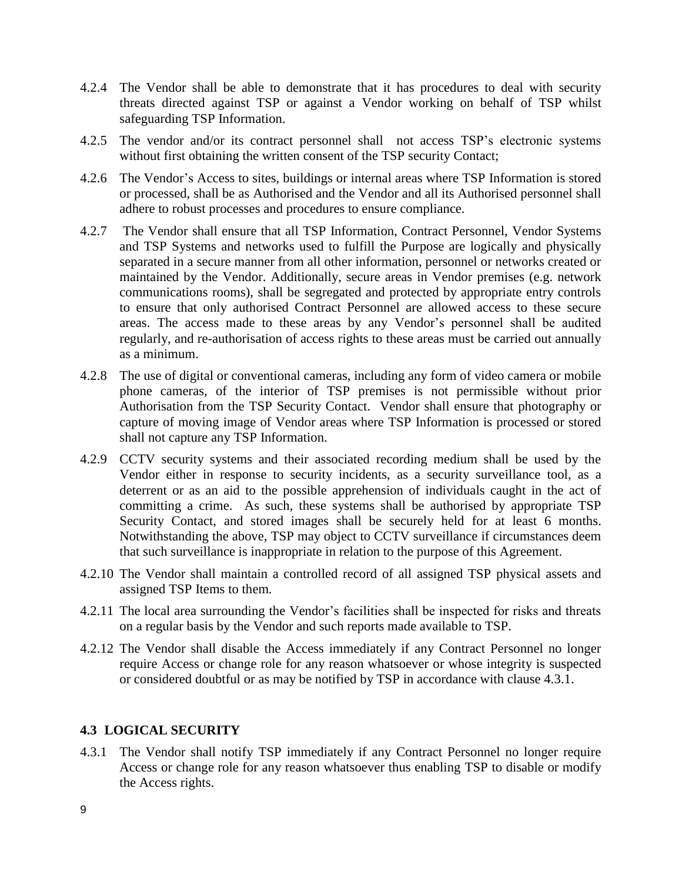4.2.4 The Vendor shall be able to demonstrate that it has procedures to deal with security threats directed against TSP or against a Vendor working on behalf of TSP whilst safeguarding TSP Information.

4.2.5 The vendor and/or its contract personnel shall not access TSP's electronic systems without first obtaining the written consent of the TSP security Contact;

4.2.6 The Vendor's Access to sites, buildings or internal areas where TSP Information is stored or processed, shall be as Authorised and the Vendor and all its Authorised personnel shall adhere to robust processes and procedures to ensure compliance.

4.2.7 The Vendor shall ensure that all TSP Information, Contract Personnel, Vendor Systems and TSP Systems and networks used to fulfill the Purpose are logically and physically separated in a secure manner from all other information, personnel or networks created or maintained by the Vendor. Additionally, secure areas in Vendor premises (e.g. network communications rooms), shall be segregated and protected by appropriate entry controls to ensure that only authorised Contract Personnel are allowed access to these secure areas. The access made to these areas by any Vendor's personnel shall be audited regularly, and re-authorisation of access rights to these areas must be carried out annually as a minimum.

4.2.8 The use of digital or conventional cameras, including any form of video camera or mobile phone cameras, of the interior of TSP premises is not permissible without prior Authorisation from the TSP Security Contact. Vendor shall ensure that photography or capture of moving image of Vendor areas where TSP Information is processed or stored shall not capture any TSP Information.

4.2.9 CCTV security systems and their associated recording medium shall be used by the Vendor either in response to security incidents, as a security surveillance tool, as a deterrent or as an aid to the possible apprehension of individuals caught in the act of committing a crime. As such, these systems shall be authorised by appropriate TSP Security Contact, and stored images shall be securely held for at least 6 months. Notwithstanding the above, TSP may object to CCTV surveillance if circumstances deem that such surveillance is inappropriate in relation to the purpose of this Agreement.

4.2.10 The Vendor shall maintain a controlled record of all assigned TSP physical assets and assigned TSP Items to them.

4.2.11 The local area surrounding the Vendor's facilities shall be inspected for risks and threats on a regular basis by the Vendor and such reports made available to TSP.

4.2.12 The Vendor shall disable the Access immediately if any Contract Personnel no longer require Access or change role for any reason whatsoever or whose integrity is suspected or considered doubtful or as may be notified by TSP in accordance with clause 4.3.1.

### 4.3 LOGICAL SECURITY

4.3.1 The Vendor shall notify TSP immediately if any Contract Personnel no longer require Access or change role for any reason whatsoever thus enabling TSP to disable or modify the Access rights.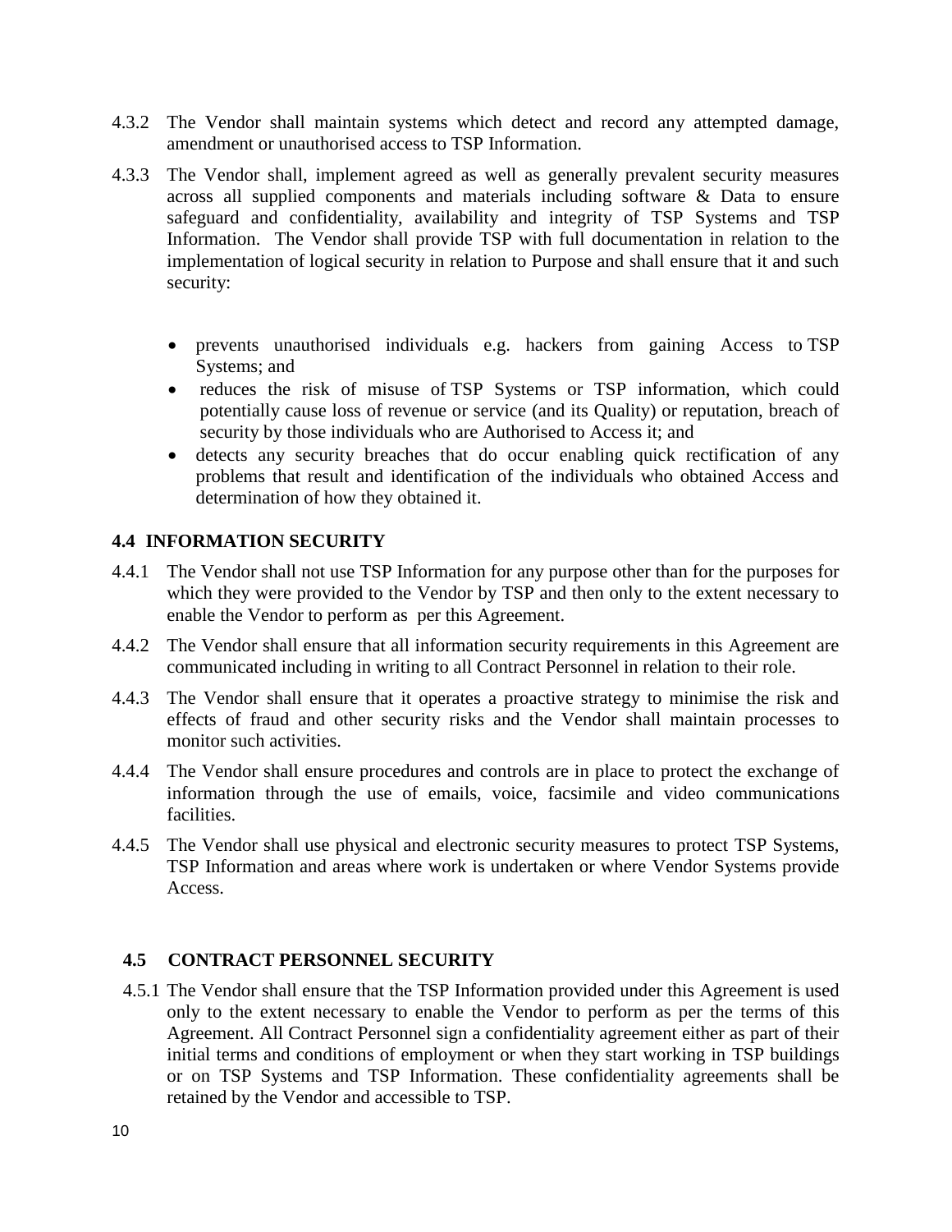4.3.2 The Vendor shall maintain systems which detect and record any attempted damage, amendment or unauthorised access to TSP Information.

4.3.3 The Vendor shall, implement agreed as well as generally prevalent security measures across all supplied components and materials including software & Data to ensure safeguard and confidentiality, availability and integrity of TSP Systems and TSP Information. The Vendor shall provide TSP with full documentation in relation to the implementation of logical security in relation to Purpose and shall ensure that it and such security:

- prevents unauthorised individuals e.g. hackers from gaining Access to TSP Systems; and
- reduces the risk of misuse of TSP Systems or TSP information, which could potentially cause loss of revenue or service (and its Quality) or reputation, breach of security by those individuals who are Authorised to Access it; and
- detects any security breaches that do occur enabling quick rectification of any problems that result and identification of the individuals who obtained Access and determination of how they obtained it.

## 4.4 INFORMATION SECURITY

4.4.1 The Vendor shall not use TSP Information for any purpose other than for the purposes for which they were provided to the Vendor by TSP and then only to the extent necessary to enable the Vendor to perform as per this Agreement.

4.4.2 The Vendor shall ensure that all information security requirements in this Agreement are communicated including in writing to all Contract Personnel in relation to their role.

4.4.3 The Vendor shall ensure that it operates a proactive strategy to minimise the risk and effects of fraud and other security risks and the Vendor shall maintain processes to monitor such activities.

4.4.4 The Vendor shall ensure procedures and controls are in place to protect the exchange of information through the use of emails, voice, facsimile and video communications facilities.

4.4.5 The Vendor shall use physical and electronic security measures to protect TSP Systems, TSP Information and areas where work is undertaken or where Vendor Systems provide Access.

## 4.5 CONTRACT PERSONNEL SECURITY

4.5.1 The Vendor shall ensure that the TSP Information provided under this Agreement is used only to the extent necessary to enable the Vendor to perform as per the terms of this Agreement. All Contract Personnel sign a confidentiality agreement either as part of their initial terms and conditions of employment or when they start working in TSP buildings or on TSP Systems and TSP Information. These confidentiality agreements shall be retained by the Vendor and accessible to TSP.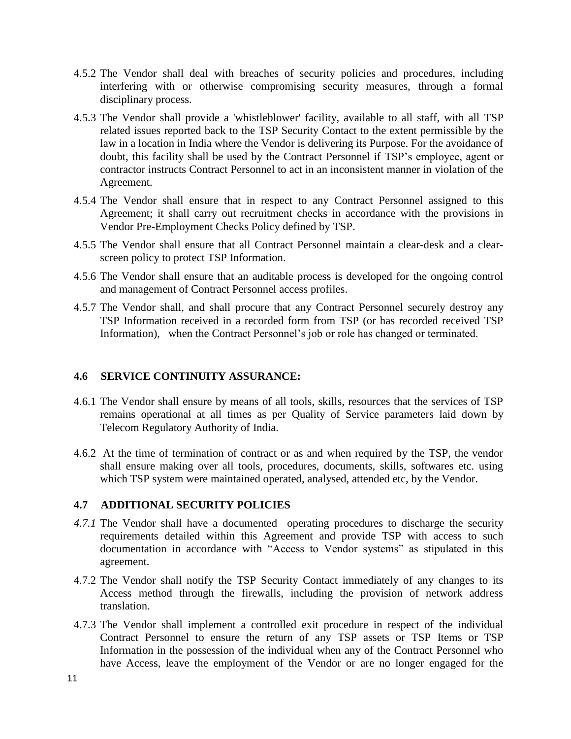4.5.2 The Vendor shall deal with breaches of security policies and procedures, including interfering with or otherwise compromising security measures, through a formal disciplinary process.

4.5.3 The Vendor shall provide a 'whistleblower' facility, available to all staff, with all TSP related issues reported back to the TSP Security Contact to the extent permissible by the law in a location in India where the Vendor is delivering its Purpose. For the avoidance of doubt, this facility shall be used by the Contract Personnel if TSP's employee, agent or contractor instructs Contract Personnel to act in an inconsistent manner in violation of the Agreement.

4.5.4 The Vendor shall ensure that in respect to any Contract Personnel assigned to this Agreement; it shall carry out recruitment checks in accordance with the provisions in Vendor Pre-Employment Checks Policy defined by TSP.

4.5.5 The Vendor shall ensure that all Contract Personnel maintain a clear-desk and a clear-screen policy to protect TSP Information.

4.5.6 The Vendor shall ensure that an auditable process is developed for the ongoing control and management of Contract Personnel access profiles.

4.5.7 The Vendor shall, and shall procure that any Contract Personnel securely destroy any TSP Information received in a recorded form from TSP (or has recorded received TSP Information), when the Contract Personnel's job or role has changed or terminated.

### 4.6 SERVICE CONTINUITY ASSURANCE:

4.6.1 The Vendor shall ensure by means of all tools, skills, resources that the services of TSP remains operational at all times as per Quality of Service parameters laid down by Telecom Regulatory Authority of India.

4.6.2 At the time of termination of contract or as and when required by the TSP, the vendor shall ensure making over all tools, procedures, documents, skills, softwares etc. using which TSP system were maintained operated, analysed, attended etc, by the Vendor.

### 4.7 ADDITIONAL SECURITY POLICIES

*4.7.1* The Vendor shall have a documented operating procedures to discharge the security requirements detailed within this Agreement and provide TSP with access to such documentation in accordance with "Access to Vendor systems" as stipulated in this agreement.

4.7.2 The Vendor shall notify the TSP Security Contact immediately of any changes to its Access method through the firewalls, including the provision of network address translation.

4.7.3 The Vendor shall implement a controlled exit procedure in respect of the individual Contract Personnel to ensure the return of any TSP assets or TSP Items or TSP Information in the possession of the individual when any of the Contract Personnel who have Access, leave the employment of the Vendor or are no longer engaged for the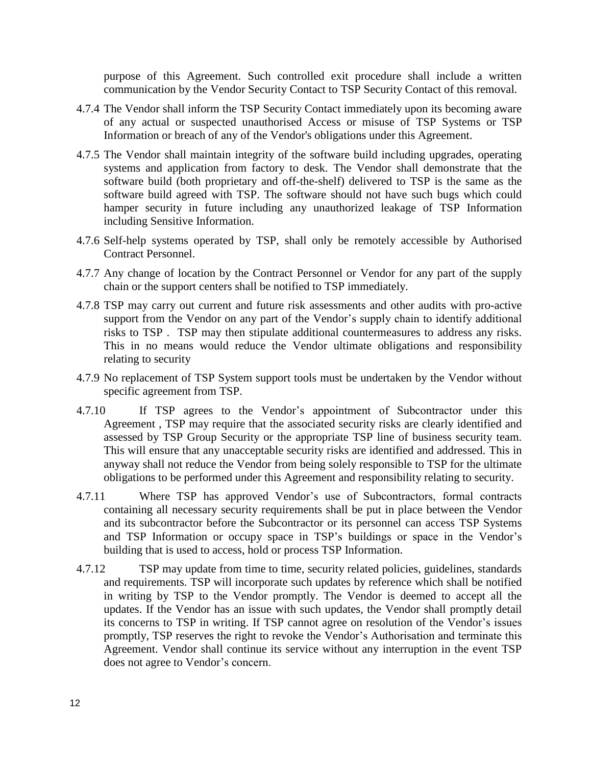purpose of this Agreement. Such controlled exit procedure shall include a written communication by the Vendor Security Contact to TSP Security Contact of this removal.

4.7.4 The Vendor shall inform the TSP Security Contact immediately upon its becoming aware of any actual or suspected unauthorised Access or misuse of TSP Systems or TSP Information or breach of any of the Vendor's obligations under this Agreement.

4.7.5 The Vendor shall maintain integrity of the software build including upgrades, operating systems and application from factory to desk. The Vendor shall demonstrate that the software build (both proprietary and off-the-shelf) delivered to TSP is the same as the software build agreed with TSP. The software should not have such bugs which could hamper security in future including any unauthorized leakage of TSP Information including Sensitive Information.

4.7.6 Self-help systems operated by TSP, shall only be remotely accessible by Authorised Contract Personnel.

4.7.7 Any change of location by the Contract Personnel or Vendor for any part of the supply chain or the support centers shall be notified to TSP immediately.

4.7.8 TSP may carry out current and future risk assessments and other audits with pro-active support from the Vendor on any part of the Vendor's supply chain to identify additional risks to TSP . TSP may then stipulate additional countermeasures to address any risks. This in no means would reduce the Vendor ultimate obligations and responsibility relating to security

4.7.9 No replacement of TSP System support tools must be undertaken by the Vendor without specific agreement from TSP.

4.7.10 If TSP agrees to the Vendor's appointment of Subcontractor under this Agreement , TSP may require that the associated security risks are clearly identified and assessed by TSP Group Security or the appropriate TSP line of business security team. This will ensure that any unacceptable security risks are identified and addressed. This in anyway shall not reduce the Vendor from being solely responsible to TSP for the ultimate obligations to be performed under this Agreement and responsibility relating to security.

4.7.11 Where TSP has approved Vendor's use of Subcontractors, formal contracts containing all necessary security requirements shall be put in place between the Vendor and its subcontractor before the Subcontractor or its personnel can access TSP Systems and TSP Information or occupy space in TSP's buildings or space in the Vendor's building that is used to access, hold or process TSP Information.

4.7.12 TSP may update from time to time, security related policies, guidelines, standards and requirements. TSP will incorporate such updates by reference which shall be notified in writing by TSP to the Vendor promptly. The Vendor is deemed to accept all the updates. If the Vendor has an issue with such updates, the Vendor shall promptly detail its concerns to TSP in writing. If TSP cannot agree on resolution of the Vendor's issues promptly, TSP reserves the right to revoke the Vendor's Authorisation and terminate this Agreement. Vendor shall continue its service without any interruption in the event TSP does not agree to Vendor's concern.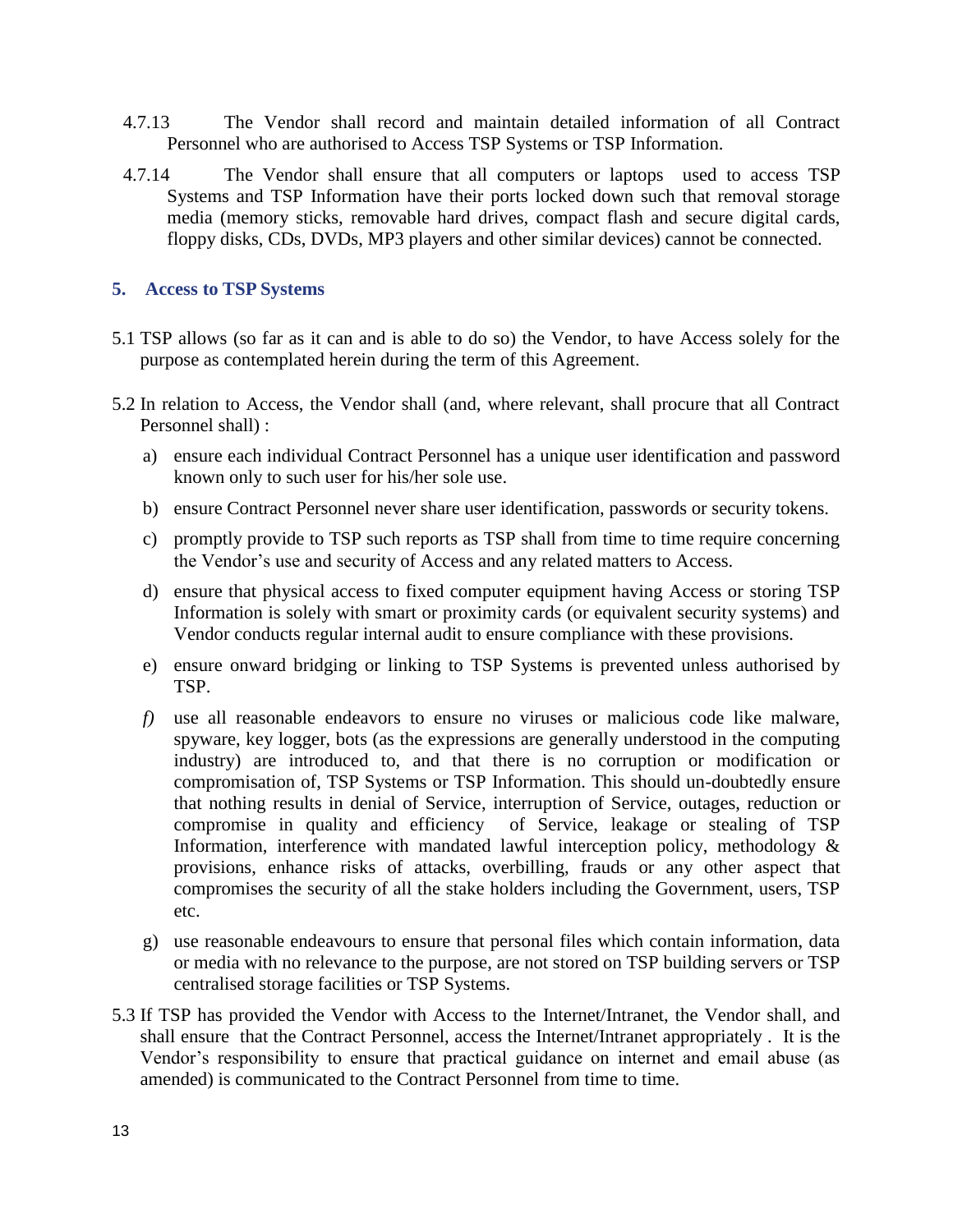4.7.13 The Vendor shall record and maintain detailed information of all Contract Personnel who are authorised to Access TSP Systems or TSP Information.

4.7.14 The Vendor shall ensure that all computers or laptops used to access TSP Systems and TSP Information have their ports locked down such that removal storage media (memory sticks, removable hard drives, compact flash and secure digital cards, floppy disks, CDs, DVDs, MP3 players and other similar devices) cannot be connected.

## 5. Access to TSP Systems

5.1 TSP allows (so far as it can and is able to do so) the Vendor, to have Access solely for the purpose as contemplated herein during the term of this Agreement.

5.2 In relation to Access, the Vendor shall (and, where relevant, shall procure that all Contract Personnel shall) :

a) ensure each individual Contract Personnel has a unique user identification and password known only to such user for his/her sole use.

b) ensure Contract Personnel never share user identification, passwords or security tokens.

c) promptly provide to TSP such reports as TSP shall from time to time require concerning the Vendor's use and security of Access and any related matters to Access.

d) ensure that physical access to fixed computer equipment having Access or storing TSP Information is solely with smart or proximity cards (or equivalent security systems) and Vendor conducts regular internal audit to ensure compliance with these provisions.

e) ensure onward bridging or linking to TSP Systems is prevented unless authorised by TSP.

*f)* use all reasonable endeavors to ensure no viruses or malicious code like malware, spyware, key logger, bots (as the expressions are generally understood in the computing industry) are introduced to, and that there is no corruption or modification or compromisation of, TSP Systems or TSP Information. This should un-doubtedly ensure that nothing results in denial of Service, interruption of Service, outages, reduction or compromise in quality and efficiency of Service, leakage or stealing of TSP Information, interference with mandated lawful interception policy, methodology & provisions, enhance risks of attacks, overbilling, frauds or any other aspect that compromises the security of all the stake holders including the Government, users, TSP etc.

g) use reasonable endeavours to ensure that personal files which contain information, data or media with no relevance to the purpose, are not stored on TSP building servers or TSP centralised storage facilities or TSP Systems.

5.3 If TSP has provided the Vendor with Access to the Internet/Intranet, the Vendor shall, and shall ensure that the Contract Personnel, access the Internet/Intranet appropriately . It is the Vendor's responsibility to ensure that practical guidance on internet and email abuse (as amended) is communicated to the Contract Personnel from time to time.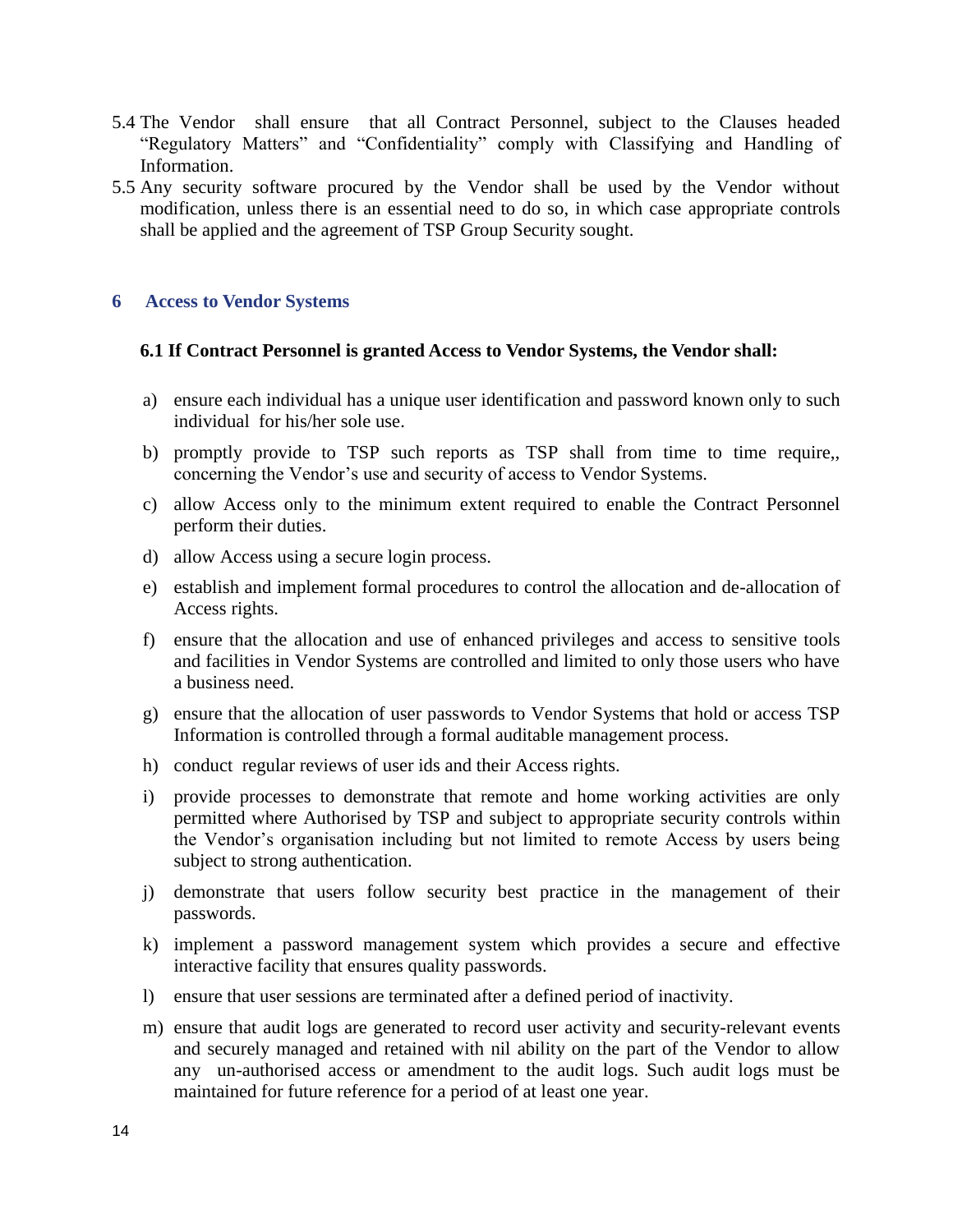5.4 The Vendor shall ensure that all Contract Personnel, subject to the Clauses headed "Regulatory Matters" and "Confidentiality" comply with Classifying and Handling of Information.

5.5 Any security software procured by the Vendor shall be used by the Vendor without modification, unless there is an essential need to do so, in which case appropriate controls shall be applied and the agreement of TSP Group Security sought.

## 6 Access to Vendor Systems

**6.1 If Contract Personnel is granted Access to Vendor Systems, the Vendor shall:**

a) ensure each individual has a unique user identification and password known only to such individual for his/her sole use.

b) promptly provide to TSP such reports as TSP shall from time to time require,, concerning the Vendor's use and security of access to Vendor Systems.

c) allow Access only to the minimum extent required to enable the Contract Personnel perform their duties.

d) allow Access using a secure login process.

e) establish and implement formal procedures to control the allocation and de-allocation of Access rights.

f) ensure that the allocation and use of enhanced privileges and access to sensitive tools and facilities in Vendor Systems are controlled and limited to only those users who have a business need.

g) ensure that the allocation of user passwords to Vendor Systems that hold or access TSP Information is controlled through a formal auditable management process.

h) conduct regular reviews of user ids and their Access rights.

i) provide processes to demonstrate that remote and home working activities are only permitted where Authorised by TSP and subject to appropriate security controls within the Vendor's organisation including but not limited to remote Access by users being subject to strong authentication.

j) demonstrate that users follow security best practice in the management of their passwords.

k) implement a password management system which provides a secure and effective interactive facility that ensures quality passwords.

l) ensure that user sessions are terminated after a defined period of inactivity.

m) ensure that audit logs are generated to record user activity and security-relevant events and securely managed and retained with nil ability on the part of the Vendor to allow any un-authorised access or amendment to the audit logs. Such audit logs must be maintained for future reference for a period of at least one year.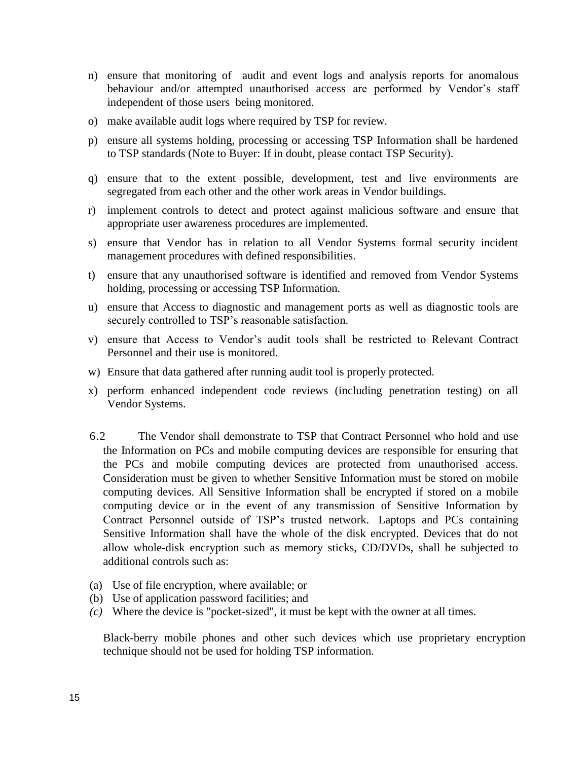n) ensure that monitoring of audit and event logs and analysis reports for anomalous behaviour and/or attempted unauthorised access are performed by Vendor's staff independent of those users being monitored.

o) make available audit logs where required by TSP for review.

p) ensure all systems holding, processing or accessing TSP Information shall be hardened to TSP standards (Note to Buyer: If in doubt, please contact TSP Security).

q) ensure that to the extent possible, development, test and live environments are segregated from each other and the other work areas in Vendor buildings.

r) implement controls to detect and protect against malicious software and ensure that appropriate user awareness procedures are implemented.

s) ensure that Vendor has in relation to all Vendor Systems formal security incident management procedures with defined responsibilities.

t) ensure that any unauthorised software is identified and removed from Vendor Systems holding, processing or accessing TSP Information.

u) ensure that Access to diagnostic and management ports as well as diagnostic tools are securely controlled to TSP's reasonable satisfaction.

v) ensure that Access to Vendor's audit tools shall be restricted to Relevant Contract Personnel and their use is monitored.

w) Ensure that data gathered after running audit tool is properly protected.

x) perform enhanced independent code reviews (including penetration testing) on all Vendor Systems.

6.2 The Vendor shall demonstrate to TSP that Contract Personnel who hold and use the Information on PCs and mobile computing devices are responsible for ensuring that the PCs and mobile computing devices are protected from unauthorised access. Consideration must be given to whether Sensitive Information must be stored on mobile computing devices. All Sensitive Information shall be encrypted if stored on a mobile computing device or in the event of any transmission of Sensitive Information by Contract Personnel outside of TSP's trusted network. Laptops and PCs containing Sensitive Information shall have the whole of the disk encrypted. Devices that do not allow whole-disk encryption such as memory sticks, CD/DVDs, shall be subjected to additional controls such as:

(a) Use of file encryption, where available; or
(b) Use of application password facilities; and
*(c)* Where the device is "pocket-sized", it must be kept with the owner at all times.

Black-berry mobile phones and other such devices which use proprietary encryption technique should not be used for holding TSP information.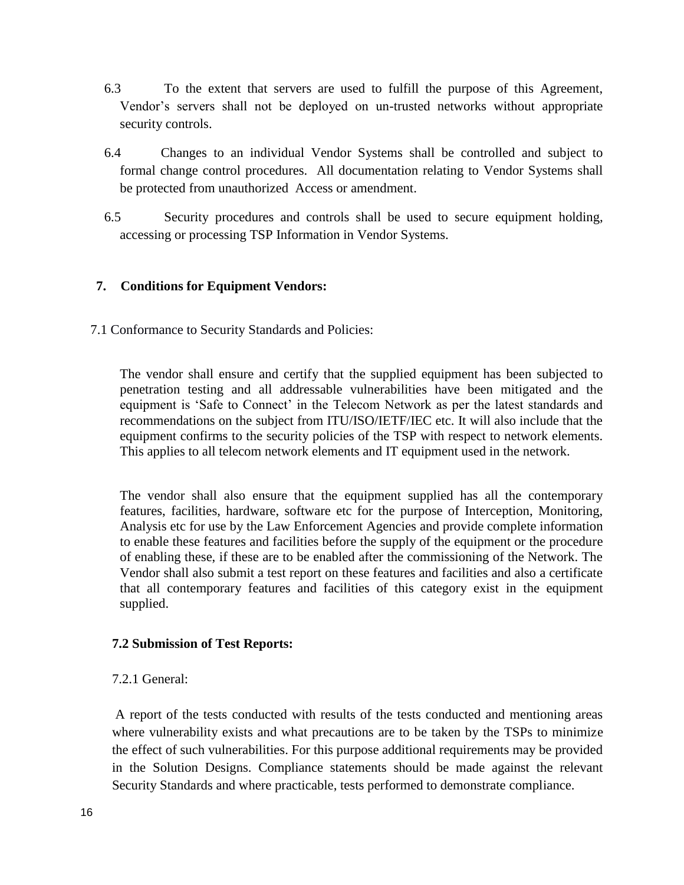6.3 To the extent that servers are used to fulfill the purpose of this Agreement, Vendor's servers shall not be deployed on un-trusted networks without appropriate security controls.

6.4 Changes to an individual Vendor Systems shall be controlled and subject to formal change control procedures. All documentation relating to Vendor Systems shall be protected from unauthorized Access or amendment.

6.5 Security procedures and controls shall be used to secure equipment holding, accessing or processing TSP Information in Vendor Systems.

## 7. Conditions for Equipment Vendors:

7.1 Conformance to Security Standards and Policies:

The vendor shall ensure and certify that the supplied equipment has been subjected to penetration testing and all addressable vulnerabilities have been mitigated and the equipment is 'Safe to Connect' in the Telecom Network as per the latest standards and recommendations on the subject from ITU/ISO/IETF/IEC etc. It will also include that the equipment confirms to the security policies of the TSP with respect to network elements. This applies to all telecom network elements and IT equipment used in the network.

The vendor shall also ensure that the equipment supplied has all the contemporary features, facilities, hardware, software etc for the purpose of Interception, Monitoring, Analysis etc for use by the Law Enforcement Agencies and provide complete information to enable these features and facilities before the supply of the equipment or the procedure of enabling these, if these are to be enabled after the commissioning of the Network. The Vendor shall also submit a test report on these features and facilities and also a certificate that all contemporary features and facilities of this category exist in the equipment supplied.

### 7.2 Submission of Test Reports:

7.2.1 General:

A report of the tests conducted with results of the tests conducted and mentioning areas where vulnerability exists and what precautions are to be taken by the TSPs to minimize the effect of such vulnerabilities. For this purpose additional requirements may be provided in the Solution Designs. Compliance statements should be made against the relevant Security Standards and where practicable, tests performed to demonstrate compliance.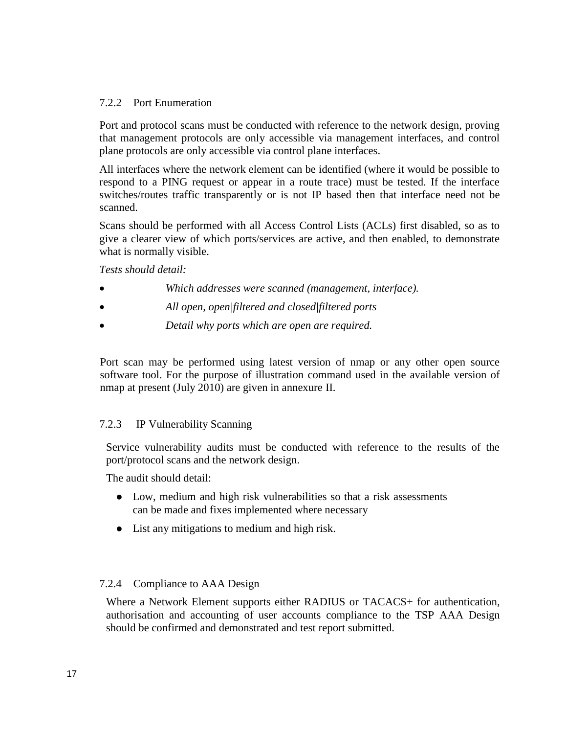### 7.2.2 Port Enumeration

Port and protocol scans must be conducted with reference to the network design, proving that management protocols are only accessible via management interfaces, and control plane protocols are only accessible via control plane interfaces.

All interfaces where the network element can be identified (where it would be possible to respond to a PING request or appear in a route trace) must be tested. If the interface switches/routes traffic transparently or is not IP based then that interface need not be scanned.

Scans should be performed with all Access Control Lists (ACLs) first disabled, so as to give a clearer view of which ports/services are active, and then enabled, to demonstrate what is normally visible.

*Tests should detail:*

- *Which addresses were scanned (management, interface).*
- *All open, open|filtered and closed|filtered ports*
- *Detail why ports which are open are required.*

Port scan may be performed using latest version of nmap or any other open source software tool. For the purpose of illustration command used in the available version of nmap at present (July 2010) are given in annexure II.

### 7.2.3 IP Vulnerability Scanning

Service vulnerability audits must be conducted with reference to the results of the port/protocol scans and the network design.

The audit should detail:

- Low, medium and high risk vulnerabilities so that a risk assessments can be made and fixes implemented where necessary
- List any mitigations to medium and high risk.

### 7.2.4 Compliance to AAA Design

Where a Network Element supports either RADIUS or TACACS+ for authentication, authorisation and accounting of user accounts compliance to the TSP AAA Design should be confirmed and demonstrated and test report submitted.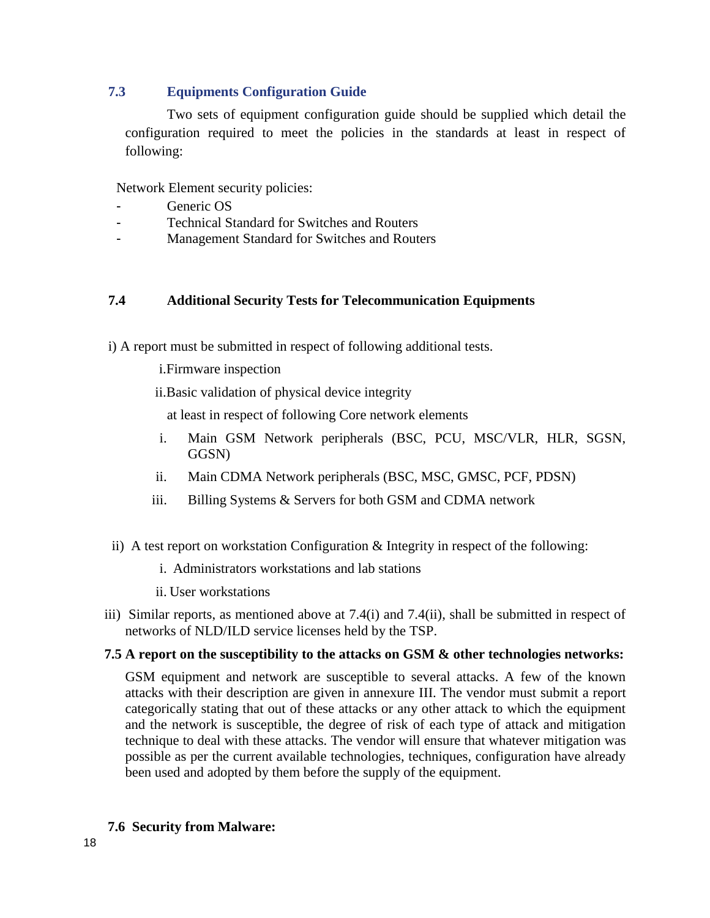### 7.3 Equipments Configuration Guide

Two sets of equipment configuration guide should be supplied which detail the configuration required to meet the policies in the standards at least in respect of following:

Network Element security policies:

- Generic OS
- Technical Standard for Switches and Routers
- Management Standard for Switches and Routers

### 7.4 Additional Security Tests for Telecommunication Equipments

i) A report must be submitted in respect of following additional tests.

i. Firmware inspection

ii. Basic validation of physical device integrity

at least in respect of following Core network elements

i. Main GSM Network peripherals (BSC, PCU, MSC/VLR, HLR, SGSN, GGSN)

ii. Main CDMA Network peripherals (BSC, MSC, GMSC, PCF, PDSN)

iii. Billing Systems & Servers for both GSM and CDMA network

ii) A test report on workstation Configuration & Integrity in respect of the following:

i. Administrators workstations and lab stations

ii. User workstations

iii) Similar reports, as mentioned above at 7.4(i) and 7.4(ii), shall be submitted in respect of networks of NLD/ILD service licenses held by the TSP.

### 7.5 A report on the susceptibility to the attacks on GSM & other technologies networks:

GSM equipment and network are susceptible to several attacks. A few of the known attacks with their description are given in annexure III. The vendor must submit a report categorically stating that out of these attacks or any other attack to which the equipment and the network is susceptible, the degree of risk of each type of attack and mitigation technique to deal with these attacks. The vendor will ensure that whatever mitigation was possible as per the current available technologies, techniques, configuration have already been used and adopted by them before the supply of the equipment.

### 7.6 Security from Malware: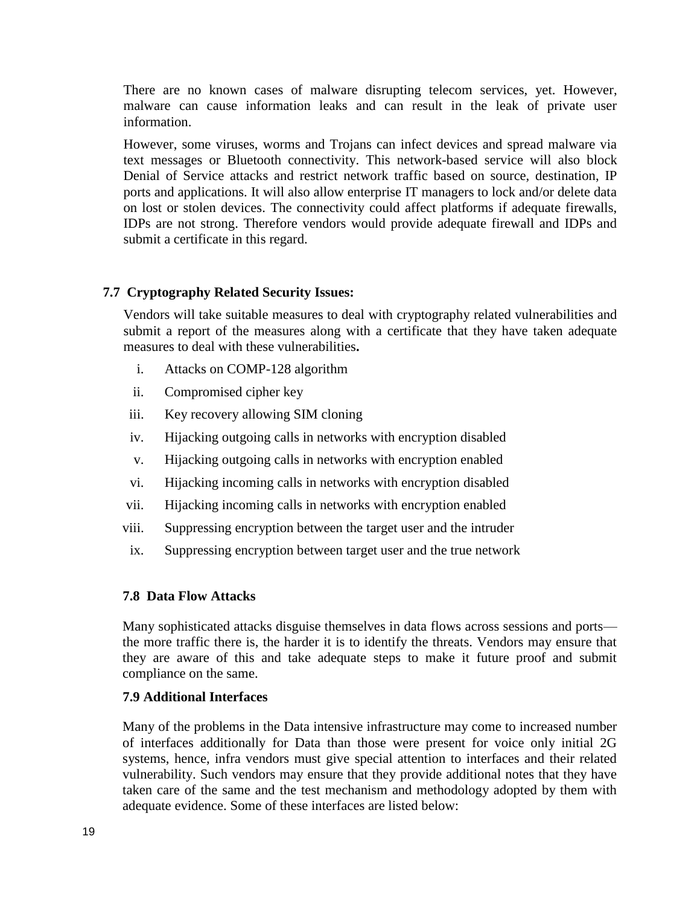There are no known cases of malware disrupting telecom services, yet. However, malware can cause information leaks and can result in the leak of private user information.

However, some viruses, worms and Trojans can infect devices and spread malware via text messages or Bluetooth connectivity. This network-based service will also block Denial of Service attacks and restrict network traffic based on source, destination, IP ports and applications. It will also allow enterprise IT managers to lock and/or delete data on lost or stolen devices. The connectivity could affect platforms if adequate firewalls, IDPs are not strong. Therefore vendors would provide adequate firewall and IDPs and submit a certificate in this regard.

### 7.7 Cryptography Related Security Issues:

Vendors will take suitable measures to deal with cryptography related vulnerabilities and submit a report of the measures along with a certificate that they have taken adequate measures to deal with these vulnerabilities**.**

i. Attacks on COMP-128 algorithm

ii. Compromised cipher key

iii. Key recovery allowing SIM cloning

iv. Hijacking outgoing calls in networks with encryption disabled

v. Hijacking outgoing calls in networks with encryption enabled

vi. Hijacking incoming calls in networks with encryption disabled

vii. Hijacking incoming calls in networks with encryption enabled

viii. Suppressing encryption between the target user and the intruder

ix. Suppressing encryption between target user and the true network

### 7.8 Data Flow Attacks

Many sophisticated attacks disguise themselves in data flows across sessions and ports—the more traffic there is, the harder it is to identify the threats. Vendors may ensure that they are aware of this and take adequate steps to make it future proof and submit compliance on the same.

### 7.9 Additional Interfaces

Many of the problems in the Data intensive infrastructure may come to increased number of interfaces additionally for Data than those were present for voice only initial 2G systems, hence, infra vendors must give special attention to interfaces and their related vulnerability. Such vendors may ensure that they provide additional notes that they have taken care of the same and the test mechanism and methodology adopted by them with adequate evidence. Some of these interfaces are listed below: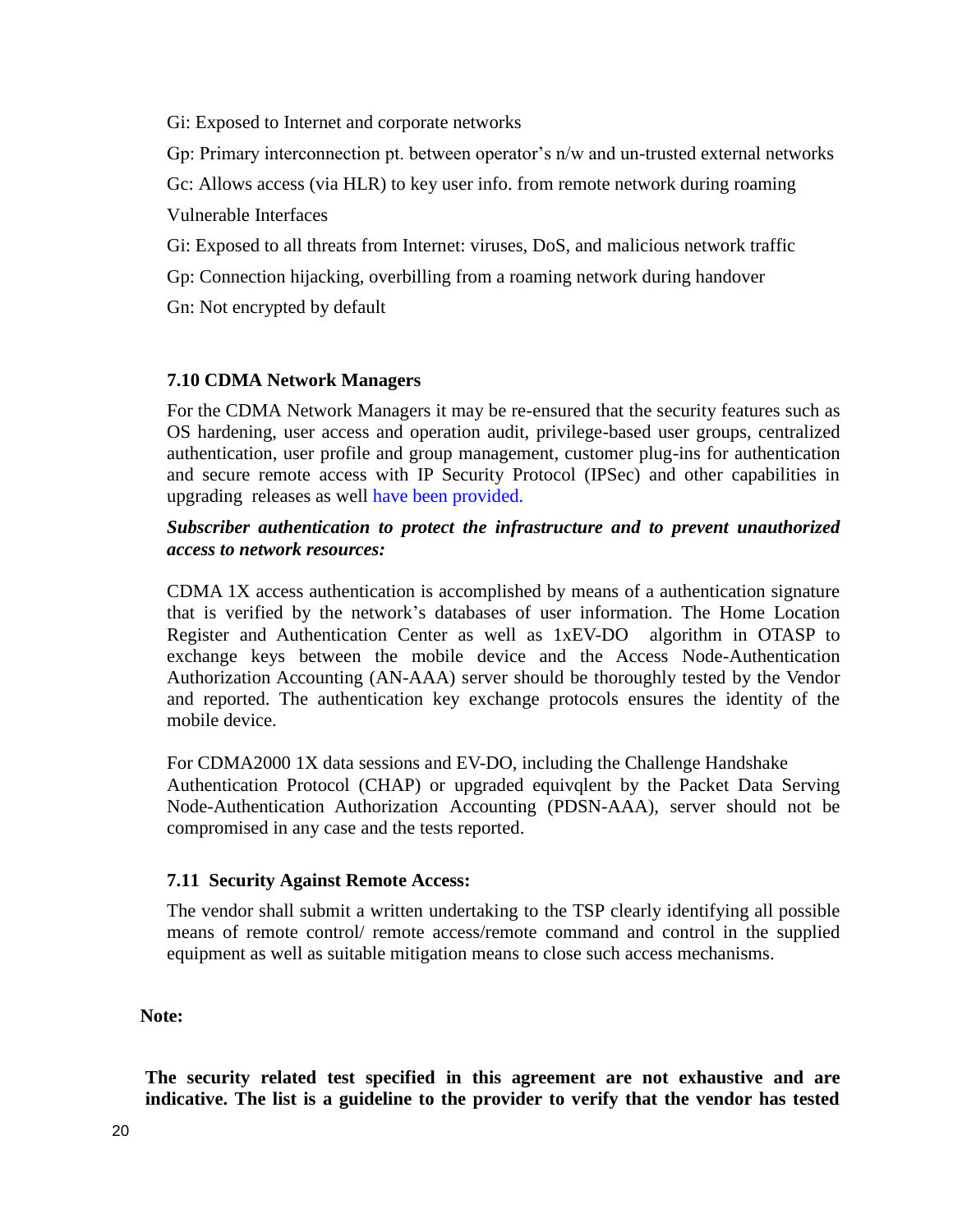Gi: Exposed to Internet and corporate networks

Gp: Primary interconnection pt. between operator's n/w and un-trusted external networks

Gc: Allows access (via HLR) to key user info. from remote network during roaming

Vulnerable Interfaces

Gi: Exposed to all threats from Internet: viruses, DoS, and malicious network traffic

Gp: Connection hijacking, overbilling from a roaming network during handover

Gn: Not encrypted by default

### 7.10 CDMA Network Managers

For the CDMA Network Managers it may be re-ensured that the security features such as OS hardening, user access and operation audit, privilege-based user groups, centralized authentication, user profile and group management, customer plug-ins for authentication and secure remote access with IP Security Protocol (IPSec) and other capabilities in upgrading releases as well have been provided.

***Subscriber authentication to protect the infrastructure and to prevent unauthorized access to network resources:***

CDMA 1X access authentication is accomplished by means of a authentication signature that is verified by the network's databases of user information. The Home Location Register and Authentication Center as well as 1xEV-DO algorithm in OTASP to exchange keys between the mobile device and the Access Node-Authentication Authorization Accounting (AN-AAA) server should be thoroughly tested by the Vendor and reported. The authentication key exchange protocols ensures the identity of the mobile device.

For CDMA2000 1X data sessions and EV-DO, including the Challenge Handshake Authentication Protocol (CHAP) or upgraded equivqlent by the Packet Data Serving Node-Authentication Authorization Accounting (PDSN-AAA), server should not be compromised in any case and the tests reported.

### 7.11 Security Against Remote Access:

The vendor shall submit a written undertaking to the TSP clearly identifying all possible means of remote control/ remote access/remote command and control in the supplied equipment as well as suitable mitigation means to close such access mechanisms.

**Note:**

**The security related test specified in this agreement are not exhaustive and are indicative. The list is a guideline to the provider to verify that the vendor has tested**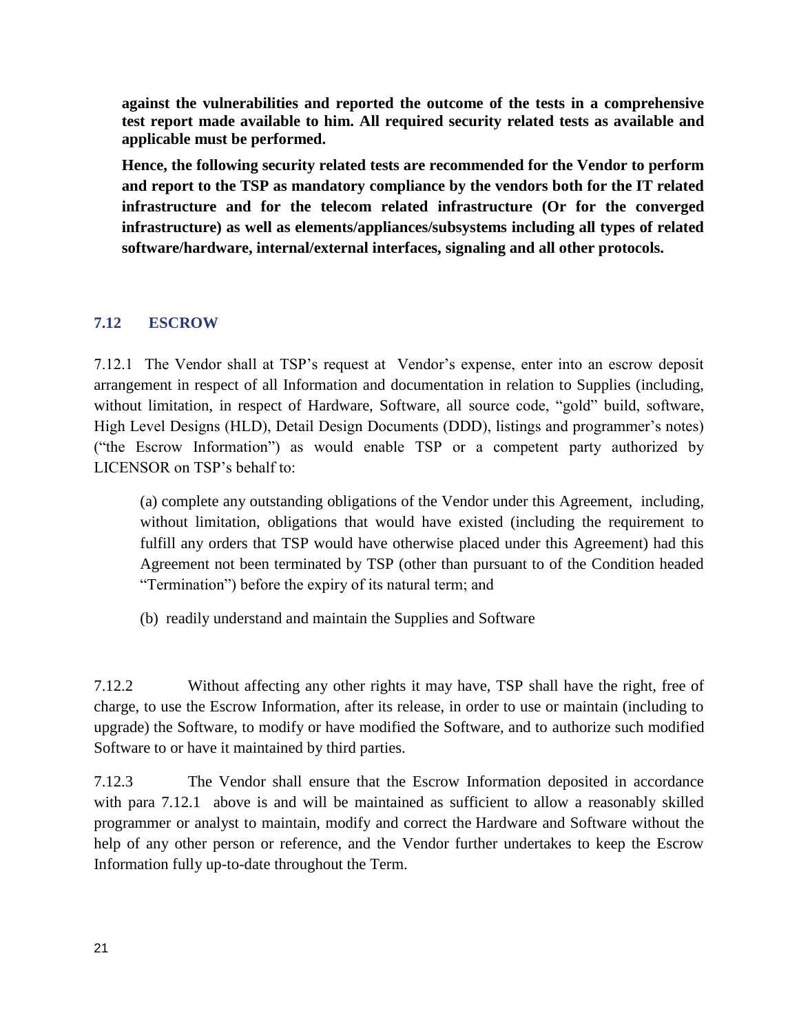**against the vulnerabilities and reported the outcome of the tests in a comprehensive test report made available to him. All required security related tests as available and applicable must be performed.**

**Hence, the following security related tests are recommended for the Vendor to perform and report to the TSP as mandatory compliance by the vendors both for the IT related infrastructure and for the telecom related infrastructure (Or for the converged infrastructure) as well as elements/appliances/subsystems including all types of related software/hardware, internal/external interfaces, signaling and all other protocols.**

### 7.12 ESCROW

7.12.1 The Vendor shall at TSP's request at Vendor's expense, enter into an escrow deposit arrangement in respect of all Information and documentation in relation to Supplies (including, without limitation, in respect of Hardware, Software, all source code, "gold" build, software, High Level Designs (HLD), Detail Design Documents (DDD), listings and programmer's notes) ("the Escrow Information") as would enable TSP or a competent party authorized by LICENSOR on TSP's behalf to:

(a) complete any outstanding obligations of the Vendor under this Agreement, including, without limitation, obligations that would have existed (including the requirement to fulfill any orders that TSP would have otherwise placed under this Agreement) had this Agreement not been terminated by TSP (other than pursuant to of the Condition headed "Termination") before the expiry of its natural term; and

(b) readily understand and maintain the Supplies and Software

7.12.2 Without affecting any other rights it may have, TSP shall have the right, free of charge, to use the Escrow Information, after its release, in order to use or maintain (including to upgrade) the Software, to modify or have modified the Software, and to authorize such modified Software to or have it maintained by third parties.

7.12.3 The Vendor shall ensure that the Escrow Information deposited in accordance with para 7.12.1 above is and will be maintained as sufficient to allow a reasonably skilled programmer or analyst to maintain, modify and correct the Hardware and Software without the help of any other person or reference, and the Vendor further undertakes to keep the Escrow Information fully up-to-date throughout the Term.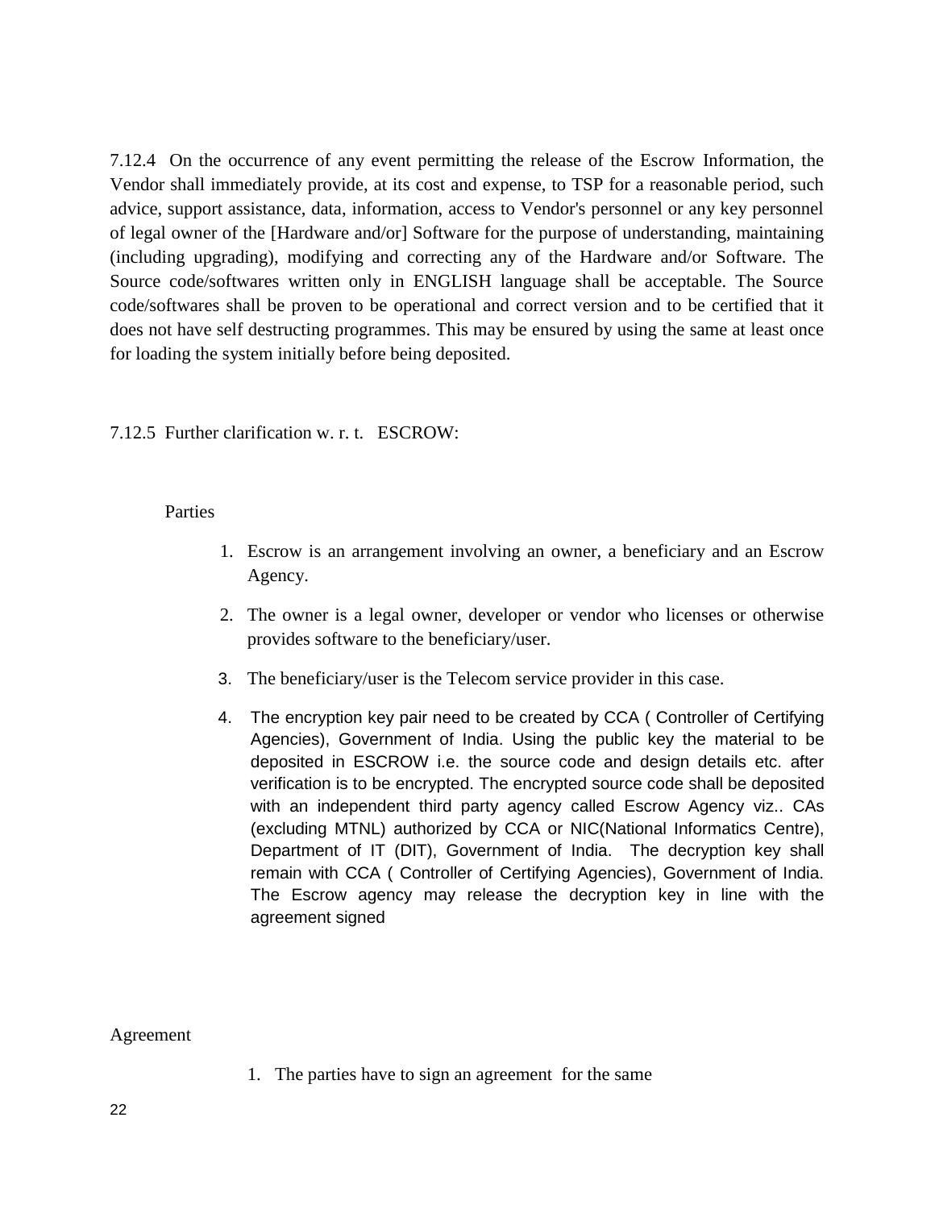7.12.4 On the occurrence of any event permitting the release of the Escrow Information, the Vendor shall immediately provide, at its cost and expense, to TSP for a reasonable period, such advice, support assistance, data, information, access to Vendor's personnel or any key personnel of legal owner of the [Hardware and/or] Software for the purpose of understanding, maintaining (including upgrading), modifying and correcting any of the Hardware and/or Software. The Source code/softwares written only in ENGLISH language shall be acceptable. The Source code/softwares shall be proven to be operational and correct version and to be certified that it does not have self destructing programmes. This may be ensured by using the same at least once for loading the system initially before being deposited.

7.12.5 Further clarification w. r. t. ESCROW:

Parties

1. Escrow is an arrangement involving an owner, a beneficiary and an Escrow Agency.
2. The owner is a legal owner, developer or vendor who licenses or otherwise provides software to the beneficiary/user.
3. The beneficiary/user is the Telecom service provider in this case.
4. The encryption key pair need to be created by CCA ( Controller of Certifying Agencies), Government of India. Using the public key the material to be deposited in ESCROW i.e. the source code and design details etc. after verification is to be encrypted. The encrypted source code shall be deposited with an independent third party agency called Escrow Agency viz.. CAs (excluding MTNL) authorized by CCA or NIC(National Informatics Centre), Department of IT (DIT), Government of India. The decryption key shall remain with CCA ( Controller of Certifying Agencies), Government of India. The Escrow agency may release the decryption key in line with the agreement signed

Agreement

1. The parties have to sign an agreement for the same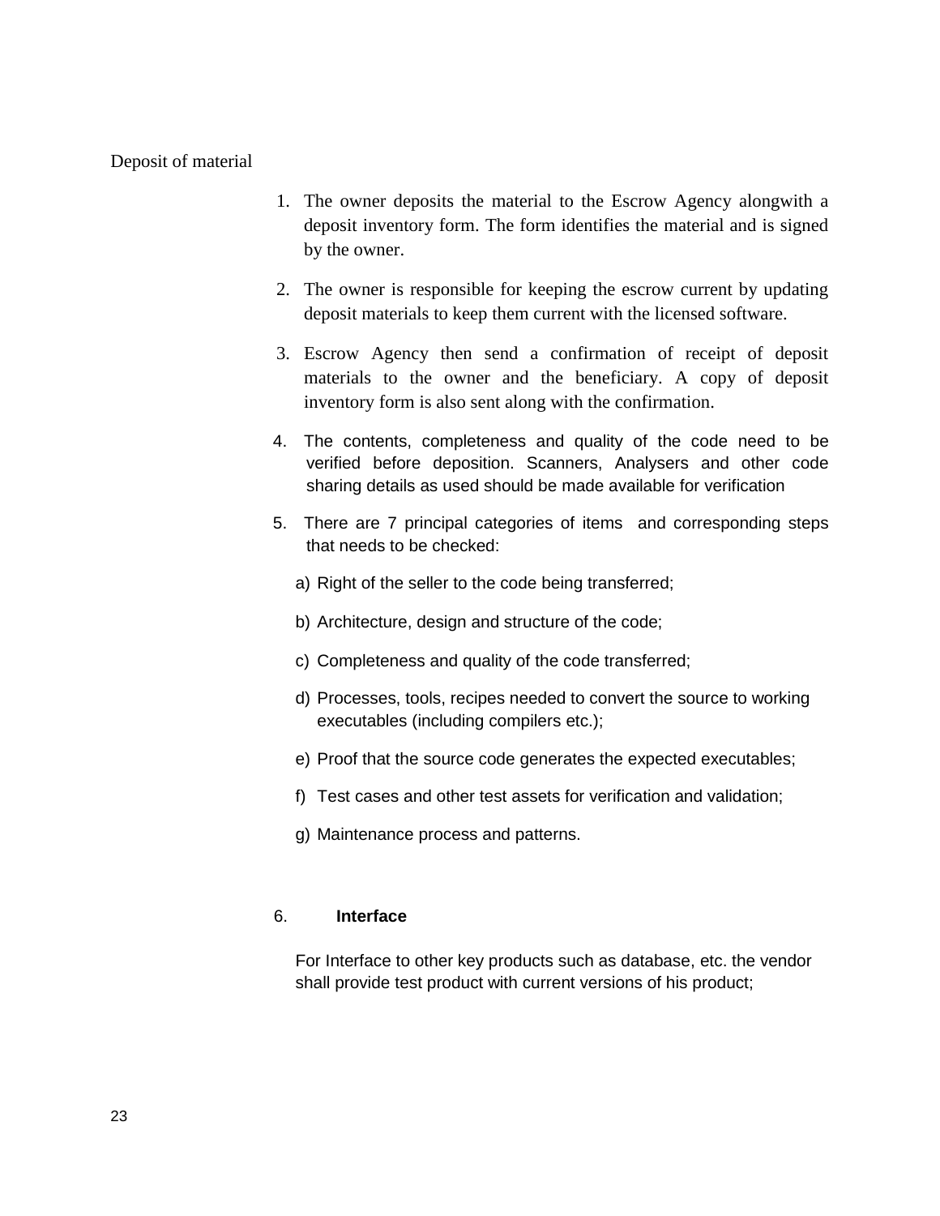Deposit of material

1. The owner deposits the material to the Escrow Agency alongwith a deposit inventory form. The form identifies the material and is signed by the owner.

2. The owner is responsible for keeping the escrow current by updating deposit materials to keep them current with the licensed software.

3. Escrow Agency then send a confirmation of receipt of deposit materials to the owner and the beneficiary. A copy of deposit inventory form is also sent along with the confirmation.

4. The contents, completeness and quality of the code need to be verified before deposition. Scanners, Analysers and other code sharing details as used should be made available for verification

5. There are 7 principal categories of items and corresponding steps that needs to be checked:

   a) Right of the seller to the code being transferred;

   b) Architecture, design and structure of the code;

   c) Completeness and quality of the code transferred;

   d) Processes, tools, recipes needed to convert the source to working executables (including compilers etc.);

   e) Proof that the source code generates the expected executables;

   f) Test cases and other test assets for verification and validation;

   g) Maintenance process and patterns.

6. **Interface**

   For Interface to other key products such as database, etc. the vendor shall provide test product with current versions of his product;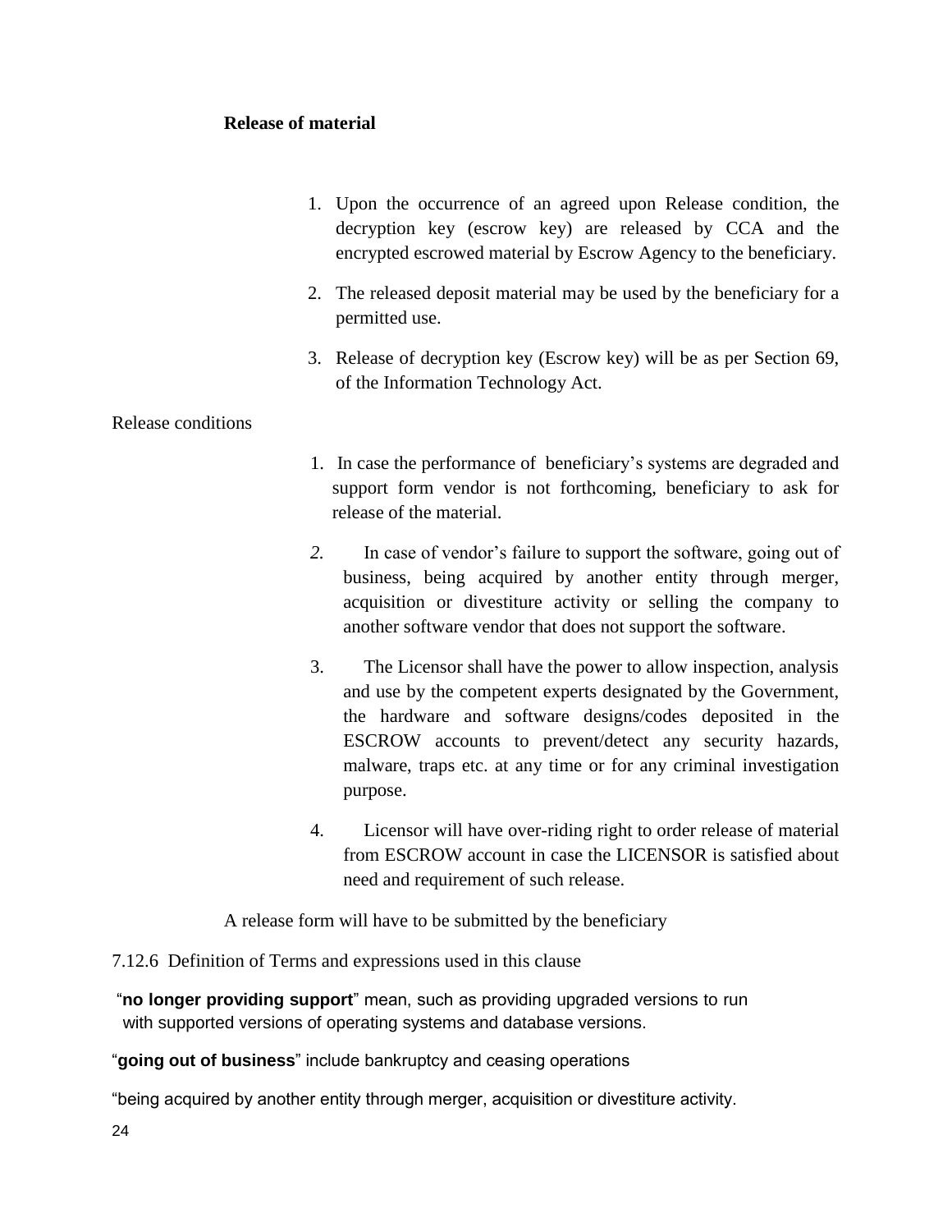**Release of material**

1. Upon the occurrence of an agreed upon Release condition, the decryption key (escrow key) are released by CCA and the encrypted escrowed material by Escrow Agency to the beneficiary.
2. The released deposit material may be used by the beneficiary for a permitted use.
3. Release of decryption key (Escrow key) will be as per Section 69, of the Information Technology Act.

Release conditions

1. In case the performance of beneficiary's systems are degraded and support form vendor is not forthcoming, beneficiary to ask for release of the material.
2. In case of vendor's failure to support the software, going out of business, being acquired by another entity through merger, acquisition or divestiture activity or selling the company to another software vendor that does not support the software.
3. The Licensor shall have the power to allow inspection, analysis and use by the competent experts designated by the Government, the hardware and software designs/codes deposited in the ESCROW accounts to prevent/detect any security hazards, malware, traps etc. at any time or for any criminal investigation purpose.
4. Licensor will have over-riding right to order release of material from ESCROW account in case the LICENSOR is satisfied about need and requirement of such release.

A release form will have to be submitted by the beneficiary

7.12.6 Definition of Terms and expressions used in this clause

"**no longer providing support**" mean, such as providing upgraded versions to run with supported versions of operating systems and database versions.

"**going out of business**" include bankruptcy and ceasing operations

"being acquired by another entity through merger, acquisition or divestiture activity.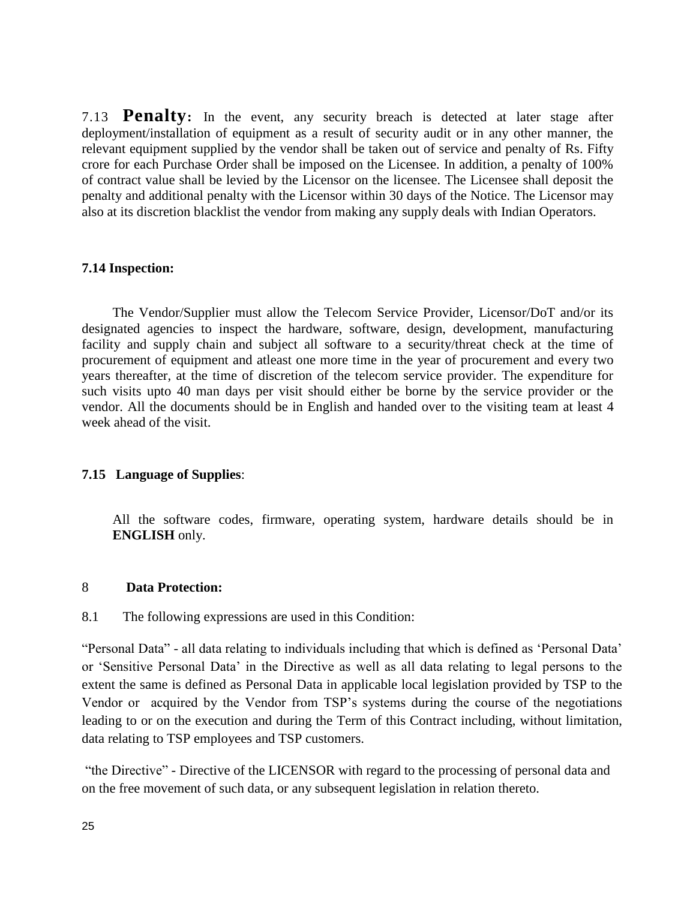7.13 **Penalty:** In the event, any security breach is detected at later stage after deployment/installation of equipment as a result of security audit or in any other manner, the relevant equipment supplied by the vendor shall be taken out of service and penalty of Rs. Fifty crore for each Purchase Order shall be imposed on the Licensee. In addition, a penalty of 100% of contract value shall be levied by the Licensor on the licensee. The Licensee shall deposit the penalty and additional penalty with the Licensor within 30 days of the Notice. The Licensor may also at its discretion blacklist the vendor from making any supply deals with Indian Operators.

**7.14 Inspection:**

The Vendor/Supplier must allow the Telecom Service Provider, Licensor/DoT and/or its designated agencies to inspect the hardware, software, design, development, manufacturing facility and supply chain and subject all software to a security/threat check at the time of procurement of equipment and atleast one more time in the year of procurement and every two years thereafter, at the time of discretion of the telecom service provider. The expenditure for such visits upto 40 man days per visit should either be borne by the service provider or the vendor. All the documents should be in English and handed over to the visiting team at least 4 week ahead of the visit.

**7.15 Language of Supplies**:

All the software codes, firmware, operating system, hardware details should be in **ENGLISH** only.

8 **Data Protection:**

8.1 The following expressions are used in this Condition:

"Personal Data" - all data relating to individuals including that which is defined as 'Personal Data' or 'Sensitive Personal Data' in the Directive as well as all data relating to legal persons to the extent the same is defined as Personal Data in applicable local legislation provided by TSP to the Vendor or acquired by the Vendor from TSP's systems during the course of the negotiations leading to or on the execution and during the Term of this Contract including, without limitation, data relating to TSP employees and TSP customers.

"the Directive" - Directive of the LICENSOR with regard to the processing of personal data and on the free movement of such data, or any subsequent legislation in relation thereto.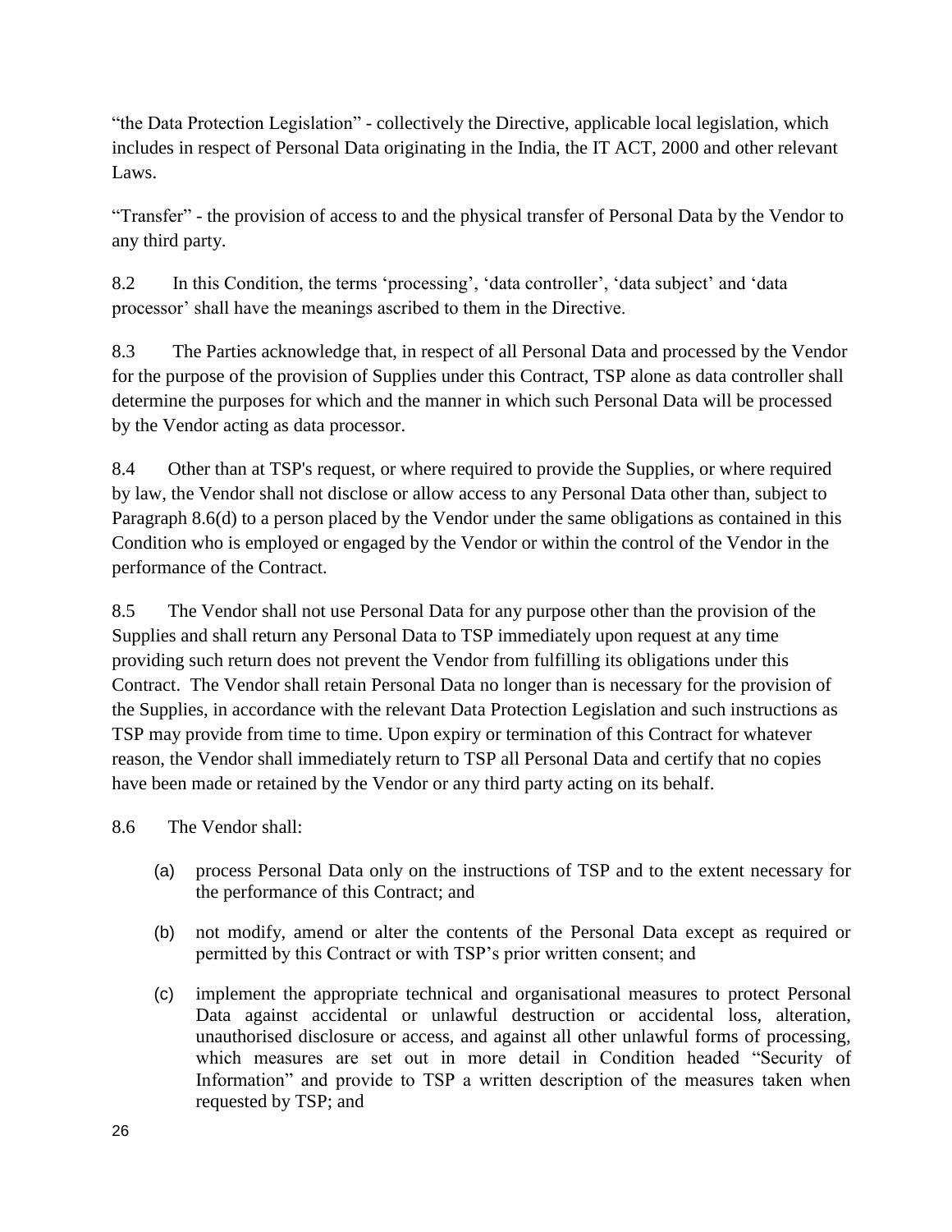"the Data Protection Legislation" - collectively the Directive, applicable local legislation, which includes in respect of Personal Data originating in the India, the IT ACT, 2000 and other relevant Laws.

"Transfer" - the provision of access to and the physical transfer of Personal Data by the Vendor to any third party.

8.2 In this Condition, the terms 'processing', 'data controller', 'data subject' and 'data processor' shall have the meanings ascribed to them in the Directive.

8.3 The Parties acknowledge that, in respect of all Personal Data and processed by the Vendor for the purpose of the provision of Supplies under this Contract, TSP alone as data controller shall determine the purposes for which and the manner in which such Personal Data will be processed by the Vendor acting as data processor.

8.4 Other than at TSP's request, or where required to provide the Supplies, or where required by law, the Vendor shall not disclose or allow access to any Personal Data other than, subject to Paragraph 8.6(d) to a person placed by the Vendor under the same obligations as contained in this Condition who is employed or engaged by the Vendor or within the control of the Vendor in the performance of the Contract.

8.5 The Vendor shall not use Personal Data for any purpose other than the provision of the Supplies and shall return any Personal Data to TSP immediately upon request at any time providing such return does not prevent the Vendor from fulfilling its obligations under this Contract. The Vendor shall retain Personal Data no longer than is necessary for the provision of the Supplies, in accordance with the relevant Data Protection Legislation and such instructions as TSP may provide from time to time. Upon expiry or termination of this Contract for whatever reason, the Vendor shall immediately return to TSP all Personal Data and certify that no copies have been made or retained by the Vendor or any third party acting on its behalf.

8.6 The Vendor shall:

(a) process Personal Data only on the instructions of TSP and to the extent necessary for the performance of this Contract; and

(b) not modify, amend or alter the contents of the Personal Data except as required or permitted by this Contract or with TSP's prior written consent; and

(c) implement the appropriate technical and organisational measures to protect Personal Data against accidental or unlawful destruction or accidental loss, alteration, unauthorised disclosure or access, and against all other unlawful forms of processing, which measures are set out in more detail in Condition headed "Security of Information" and provide to TSP a written description of the measures taken when requested by TSP; and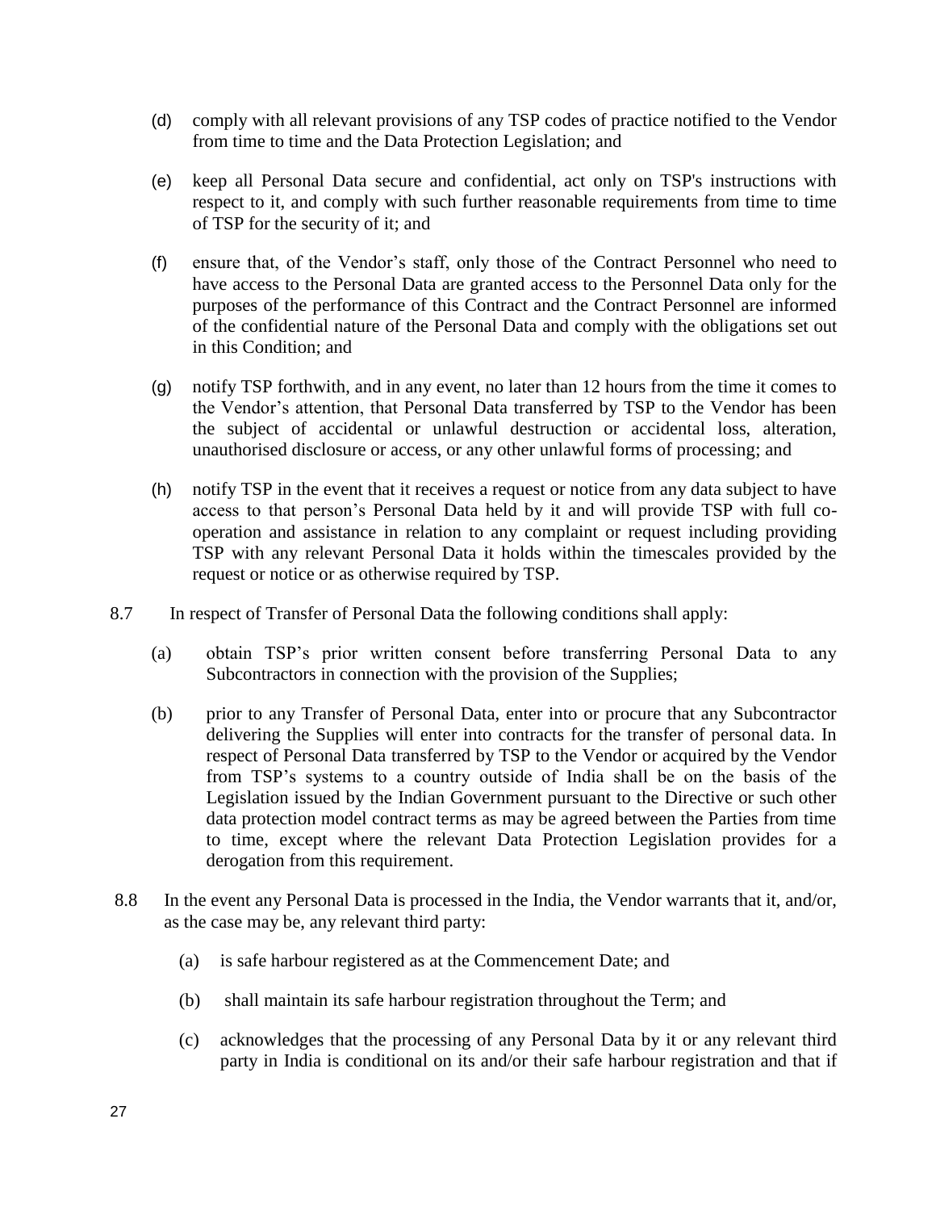(d) comply with all relevant provisions of any TSP codes of practice notified to the Vendor from time to time and the Data Protection Legislation; and

(e) keep all Personal Data secure and confidential, act only on TSP's instructions with respect to it, and comply with such further reasonable requirements from time to time of TSP for the security of it; and

(f) ensure that, of the Vendor's staff, only those of the Contract Personnel who need to have access to the Personal Data are granted access to the Personnel Data only for the purposes of the performance of this Contract and the Contract Personnel are informed of the confidential nature of the Personal Data and comply with the obligations set out in this Condition; and

(g) notify TSP forthwith, and in any event, no later than 12 hours from the time it comes to the Vendor's attention, that Personal Data transferred by TSP to the Vendor has been the subject of accidental or unlawful destruction or accidental loss, alteration, unauthorised disclosure or access, or any other unlawful forms of processing; and

(h) notify TSP in the event that it receives a request or notice from any data subject to have access to that person's Personal Data held by it and will provide TSP with full co-operation and assistance in relation to any complaint or request including providing TSP with any relevant Personal Data it holds within the timescales provided by the request or notice or as otherwise required by TSP.

8.7 In respect of Transfer of Personal Data the following conditions shall apply:

(a) obtain TSP's prior written consent before transferring Personal Data to any Subcontractors in connection with the provision of the Supplies;

(b) prior to any Transfer of Personal Data, enter into or procure that any Subcontractor delivering the Supplies will enter into contracts for the transfer of personal data. In respect of Personal Data transferred by TSP to the Vendor or acquired by the Vendor from TSP's systems to a country outside of India shall be on the basis of the Legislation issued by the Indian Government pursuant to the Directive or such other data protection model contract terms as may be agreed between the Parties from time to time, except where the relevant Data Protection Legislation provides for a derogation from this requirement.

8.8 In the event any Personal Data is processed in the India, the Vendor warrants that it, and/or, as the case may be, any relevant third party:

(a) is safe harbour registered as at the Commencement Date; and

(b) shall maintain its safe harbour registration throughout the Term; and

(c) acknowledges that the processing of any Personal Data by it or any relevant third party in India is conditional on its and/or their safe harbour registration and that if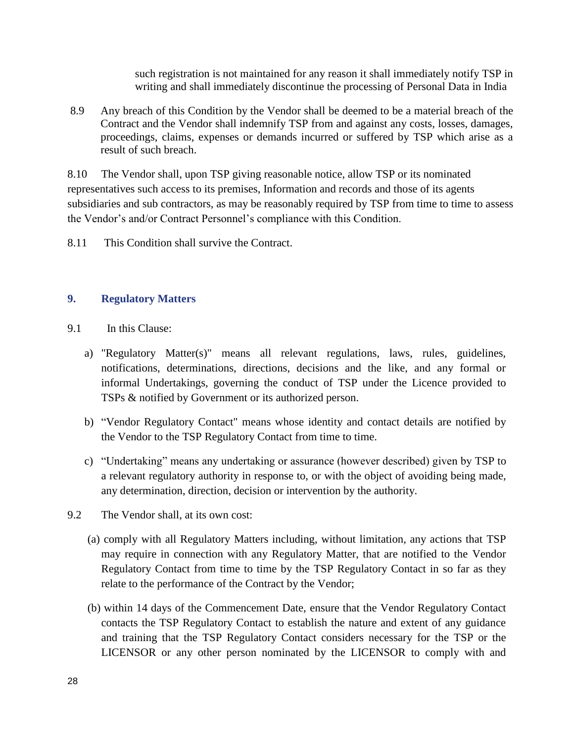such registration is not maintained for any reason it shall immediately notify TSP in writing and shall immediately discontinue the processing of Personal Data in India

8.9 Any breach of this Condition by the Vendor shall be deemed to be a material breach of the Contract and the Vendor shall indemnify TSP from and against any costs, losses, damages, proceedings, claims, expenses or demands incurred or suffered by TSP which arise as a result of such breach.

8.10 The Vendor shall, upon TSP giving reasonable notice, allow TSP or its nominated representatives such access to its premises, Information and records and those of its agents subsidiaries and sub contractors, as may be reasonably required by TSP from time to time to assess the Vendor's and/or Contract Personnel's compliance with this Condition.

8.11 This Condition shall survive the Contract.

## 9. Regulatory Matters

9.1 In this Clause:

a) "Regulatory Matter(s)" means all relevant regulations, laws, rules, guidelines, notifications, determinations, directions, decisions and the like, and any formal or informal Undertakings, governing the conduct of TSP under the Licence provided to TSPs & notified by Government or its authorized person.

b) "Vendor Regulatory Contact" means whose identity and contact details are notified by the Vendor to the TSP Regulatory Contact from time to time.

c) "Undertaking" means any undertaking or assurance (however described) given by TSP to a relevant regulatory authority in response to, or with the object of avoiding being made, any determination, direction, decision or intervention by the authority.

9.2 The Vendor shall, at its own cost:

(a) comply with all Regulatory Matters including, without limitation, any actions that TSP may require in connection with any Regulatory Matter, that are notified to the Vendor Regulatory Contact from time to time by the TSP Regulatory Contact in so far as they relate to the performance of the Contract by the Vendor;

(b) within 14 days of the Commencement Date, ensure that the Vendor Regulatory Contact contacts the TSP Regulatory Contact to establish the nature and extent of any guidance and training that the TSP Regulatory Contact considers necessary for the TSP or the LICENSOR or any other person nominated by the LICENSOR to comply with and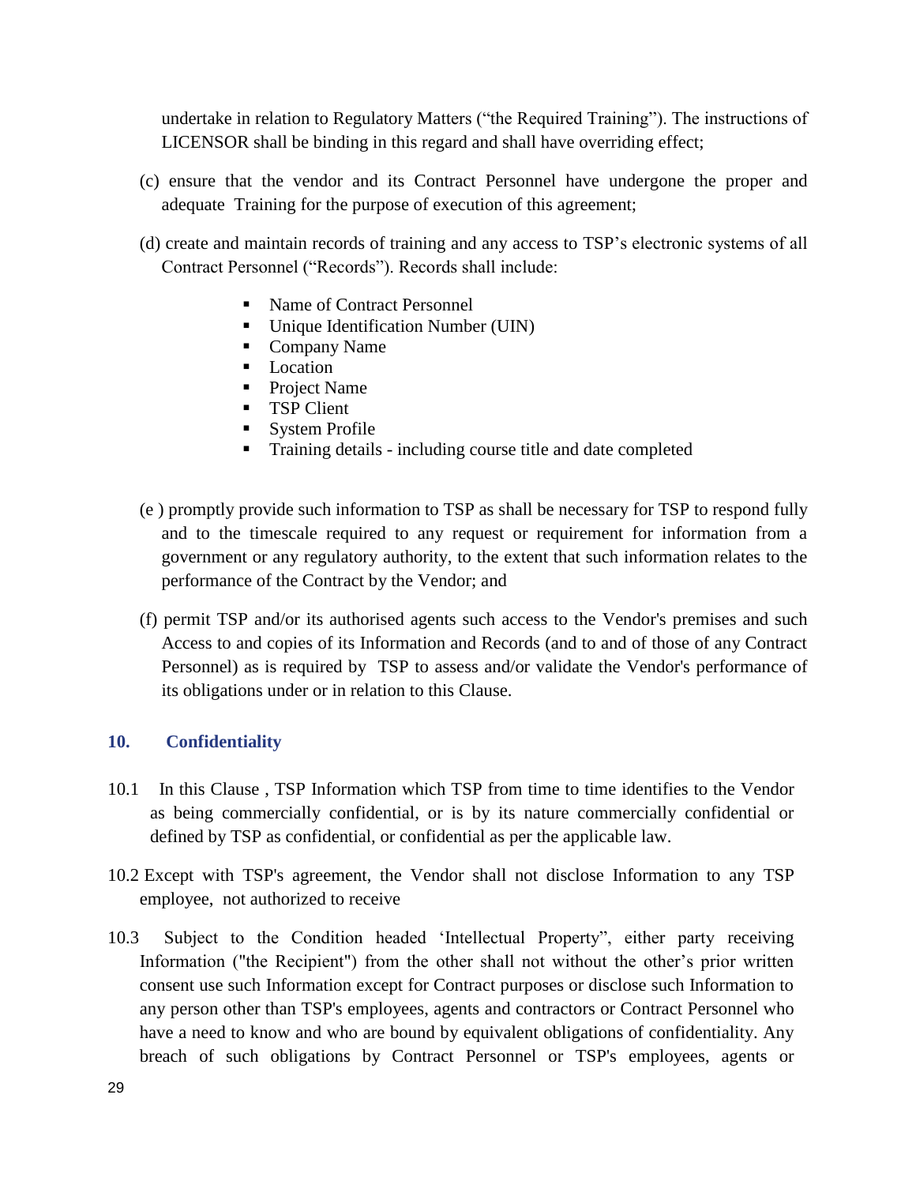undertake in relation to Regulatory Matters ("the Required Training"). The instructions of LICENSOR shall be binding in this regard and shall have overriding effect;

(c) ensure that the vendor and its Contract Personnel have undergone the proper and adequate Training for the purpose of execution of this agreement;

(d) create and maintain records of training and any access to TSP's electronic systems of all Contract Personnel ("Records"). Records shall include:

- Name of Contract Personnel
- Unique Identification Number (UIN)
- Company Name
- Location
- Project Name
- TSP Client
- System Profile
- Training details - including course title and date completed

(e ) promptly provide such information to TSP as shall be necessary for TSP to respond fully and to the timescale required to any request or requirement for information from a government or any regulatory authority, to the extent that such information relates to the performance of the Contract by the Vendor; and

(f) permit TSP and/or its authorised agents such access to the Vendor's premises and such Access to and copies of its Information and Records (and to and of those of any Contract Personnel) as is required by TSP to assess and/or validate the Vendor's performance of its obligations under or in relation to this Clause.

## 10. Confidentiality

10.1 In this Clause , TSP Information which TSP from time to time identifies to the Vendor as being commercially confidential, or is by its nature commercially confidential or defined by TSP as confidential, or confidential as per the applicable law.

10.2 Except with TSP's agreement, the Vendor shall not disclose Information to any TSP employee, not authorized to receive

10.3 Subject to the Condition headed 'Intellectual Property", either party receiving Information ("the Recipient") from the other shall not without the other's prior written consent use such Information except for Contract purposes or disclose such Information to any person other than TSP's employees, agents and contractors or Contract Personnel who have a need to know and who are bound by equivalent obligations of confidentiality. Any breach of such obligations by Contract Personnel or TSP's employees, agents or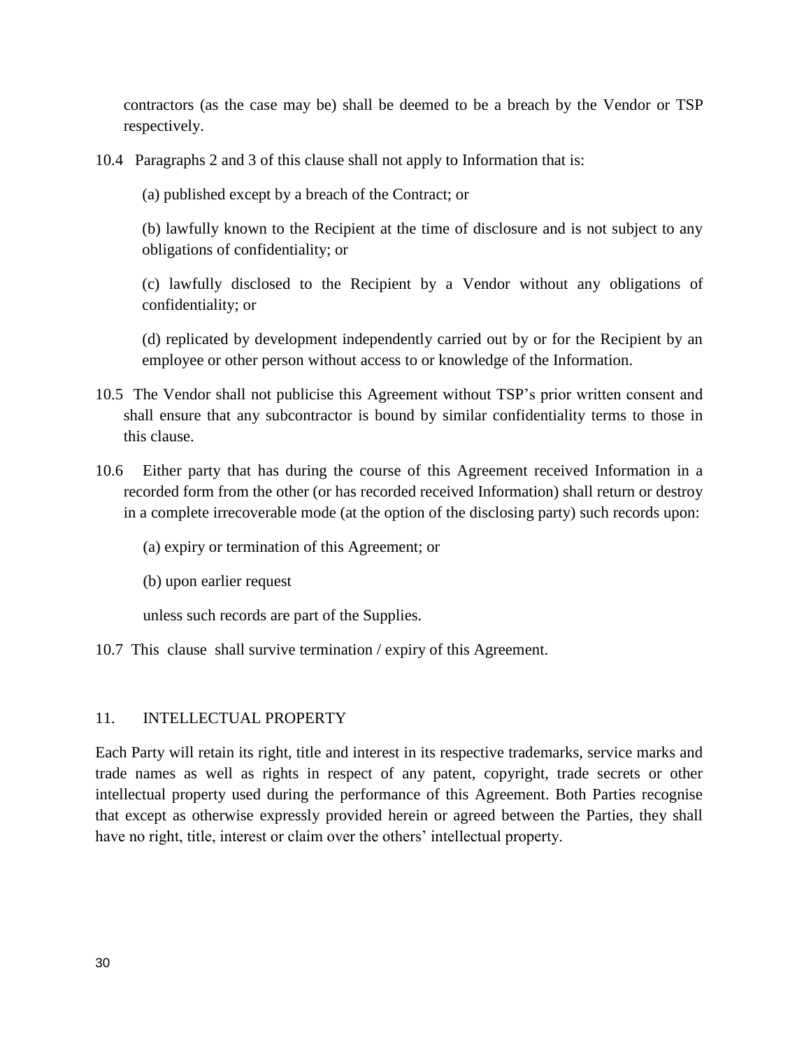contractors (as the case may be) shall be deemed to be a breach by the Vendor or TSP respectively.

10.4 Paragraphs 2 and 3 of this clause shall not apply to Information that is:

(a) published except by a breach of the Contract; or

(b) lawfully known to the Recipient at the time of disclosure and is not subject to any obligations of confidentiality; or

(c) lawfully disclosed to the Recipient by a Vendor without any obligations of confidentiality; or

(d) replicated by development independently carried out by or for the Recipient by an employee or other person without access to or knowledge of the Information.

10.5 The Vendor shall not publicise this Agreement without TSP's prior written consent and shall ensure that any subcontractor is bound by similar confidentiality terms to those in this clause.

10.6 Either party that has during the course of this Agreement received Information in a recorded form from the other (or has recorded received Information) shall return or destroy in a complete irrecoverable mode (at the option of the disclosing party) such records upon:

(a) expiry or termination of this Agreement; or

(b) upon earlier request

unless such records are part of the Supplies.

10.7 This clause shall survive termination / expiry of this Agreement.

## 11. INTELLECTUAL PROPERTY

Each Party will retain its right, title and interest in its respective trademarks, service marks and trade names as well as rights in respect of any patent, copyright, trade secrets or other intellectual property used during the performance of this Agreement. Both Parties recognise that except as otherwise expressly provided herein or agreed between the Parties, they shall have no right, title, interest or claim over the others' intellectual property.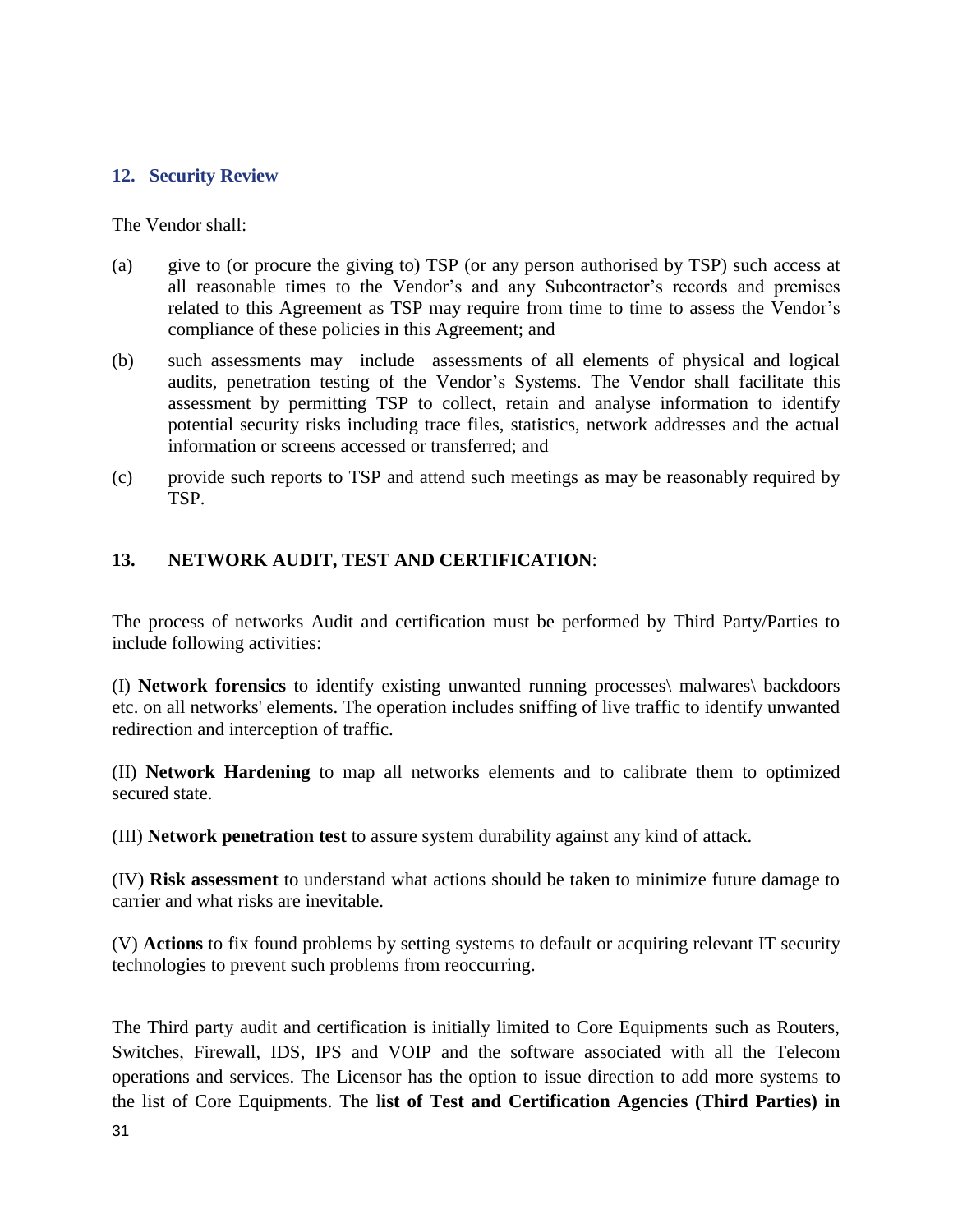## 12. Security Review

The Vendor shall:

(a) give to (or procure the giving to) TSP (or any person authorised by TSP) such access at all reasonable times to the Vendor's and any Subcontractor's records and premises related to this Agreement as TSP may require from time to time to assess the Vendor's compliance of these policies in this Agreement; and

(b) such assessments may include assessments of all elements of physical and logical audits, penetration testing of the Vendor's Systems. The Vendor shall facilitate this assessment by permitting TSP to collect, retain and analyse information to identify potential security risks including trace files, statistics, network addresses and the actual information or screens accessed or transferred; and

(c) provide such reports to TSP and attend such meetings as may be reasonably required by TSP.

## 13. NETWORK AUDIT, TEST AND CERTIFICATION:

The process of networks Audit and certification must be performed by Third Party/Parties to include following activities:

(I) **Network forensics** to identify existing unwanted running processes\ malwares\ backdoors etc. on all networks' elements. The operation includes sniffing of live traffic to identify unwanted redirection and interception of traffic.

(II) **Network Hardening** to map all networks elements and to calibrate them to optimized secured state.

(III) **Network penetration test** to assure system durability against any kind of attack.

(IV) **Risk assessment** to understand what actions should be taken to minimize future damage to carrier and what risks are inevitable.

(V) **Actions** to fix found problems by setting systems to default or acquiring relevant IT security technologies to prevent such problems from reoccurring.

The Third party audit and certification is initially limited to Core Equipments such as Routers, Switches, Firewall, IDS, IPS and VOIP and the software associated with all the Telecom operations and services. The Licensor has the option to issue direction to add more systems to the list of Core Equipments. The l**ist of Test and Certification Agencies (Third Parties) in**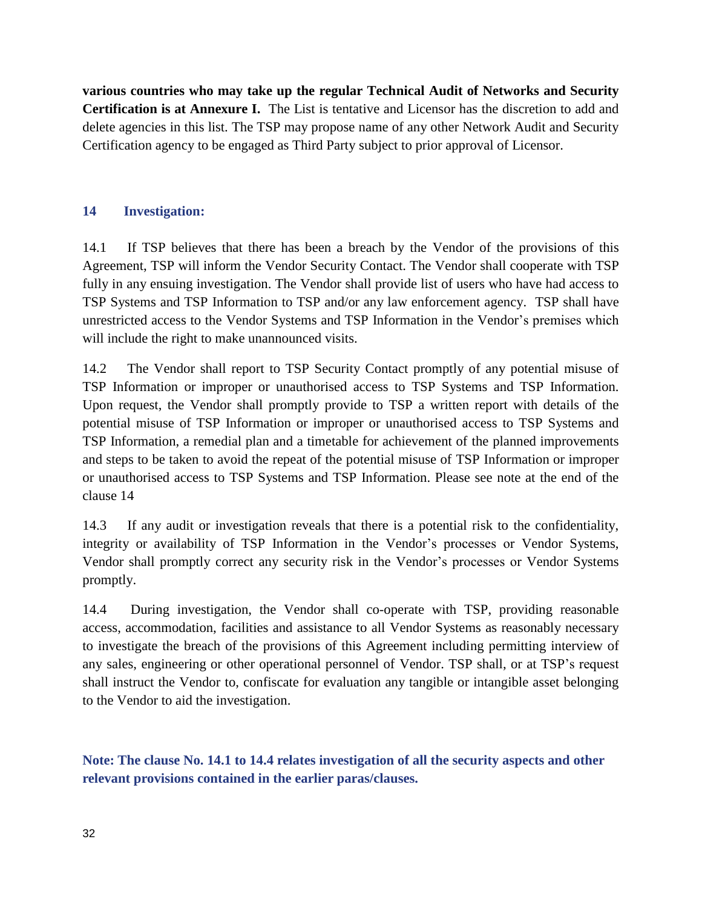**various countries who may take up the regular Technical Audit of Networks and Security Certification is at Annexure I.** The List is tentative and Licensor has the discretion to add and delete agencies in this list. The TSP may propose name of any other Network Audit and Security Certification agency to be engaged as Third Party subject to prior approval of Licensor.

## 14 Investigation:

14.1 If TSP believes that there has been a breach by the Vendor of the provisions of this Agreement, TSP will inform the Vendor Security Contact. The Vendor shall cooperate with TSP fully in any ensuing investigation. The Vendor shall provide list of users who have had access to TSP Systems and TSP Information to TSP and/or any law enforcement agency. TSP shall have unrestricted access to the Vendor Systems and TSP Information in the Vendor's premises which will include the right to make unannounced visits.

14.2 The Vendor shall report to TSP Security Contact promptly of any potential misuse of TSP Information or improper or unauthorised access to TSP Systems and TSP Information. Upon request, the Vendor shall promptly provide to TSP a written report with details of the potential misuse of TSP Information or improper or unauthorised access to TSP Systems and TSP Information, a remedial plan and a timetable for achievement of the planned improvements and steps to be taken to avoid the repeat of the potential misuse of TSP Information or improper or unauthorised access to TSP Systems and TSP Information. Please see note at the end of the clause 14

14.3 If any audit or investigation reveals that there is a potential risk to the confidentiality, integrity or availability of TSP Information in the Vendor's processes or Vendor Systems, Vendor shall promptly correct any security risk in the Vendor's processes or Vendor Systems promptly.

14.4 During investigation, the Vendor shall co-operate with TSP, providing reasonable access, accommodation, facilities and assistance to all Vendor Systems as reasonably necessary to investigate the breach of the provisions of this Agreement including permitting interview of any sales, engineering or other operational personnel of Vendor. TSP shall, or at TSP's request shall instruct the Vendor to, confiscate for evaluation any tangible or intangible asset belonging to the Vendor to aid the investigation.

**Note: The clause No. 14.1 to 14.4 relates investigation of all the security aspects and other relevant provisions contained in the earlier paras/clauses.**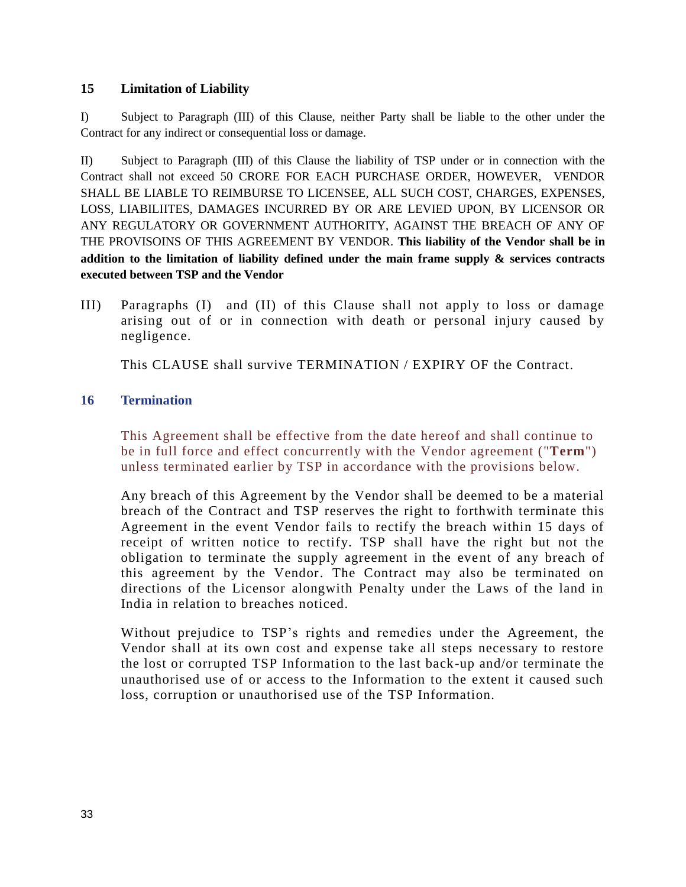## 15 Limitation of Liability

I) Subject to Paragraph (III) of this Clause, neither Party shall be liable to the other under the Contract for any indirect or consequential loss or damage.

II) Subject to Paragraph (III) of this Clause the liability of TSP under or in connection with the Contract shall not exceed 50 CRORE FOR EACH PURCHASE ORDER, HOWEVER, VENDOR SHALL BE LIABLE TO REIMBURSE TO LICENSEE, ALL SUCH COST, CHARGES, EXPENSES, LOSS, LIABILIITES, DAMAGES INCURRED BY OR ARE LEVIED UPON, BY LICENSOR OR ANY REGULATORY OR GOVERNMENT AUTHORITY, AGAINST THE BREACH OF ANY OF THE PROVISOINS OF THIS AGREEMENT BY VENDOR. **This liability of the Vendor shall be in addition to the limitation of liability defined under the main frame supply & services contracts executed between TSP and the Vendor**

III) Paragraphs (I) and (II) of this Clause shall not apply to loss or damage arising out of or in connection with death or personal injury caused by negligence.

This CLAUSE shall survive TERMINATION / EXPIRY OF the Contract.

## 16 Termination

This Agreement shall be effective from the date hereof and shall continue to be in full force and effect concurrently with the Vendor agreement ("**Term**") unless terminated earlier by TSP in accordance with the provisions below.

Any breach of this Agreement by the Vendor shall be deemed to be a material breach of the Contract and TSP reserves the right to forthwith terminate this Agreement in the event Vendor fails to rectify the breach within 15 days of receipt of written notice to rectify. TSP shall have the right but not the obligation to terminate the supply agreement in the event of any breach of this agreement by the Vendor. The Contract may also be terminated on directions of the Licensor alongwith Penalty under the Laws of the land in India in relation to breaches noticed.

Without prejudice to TSP's rights and remedies under the Agreement, the Vendor shall at its own cost and expense take all steps necessary to restore the lost or corrupted TSP Information to the last back-up and/or terminate the unauthorised use of or access to the Information to the extent it caused such loss, corruption or unauthorised use of the TSP Information.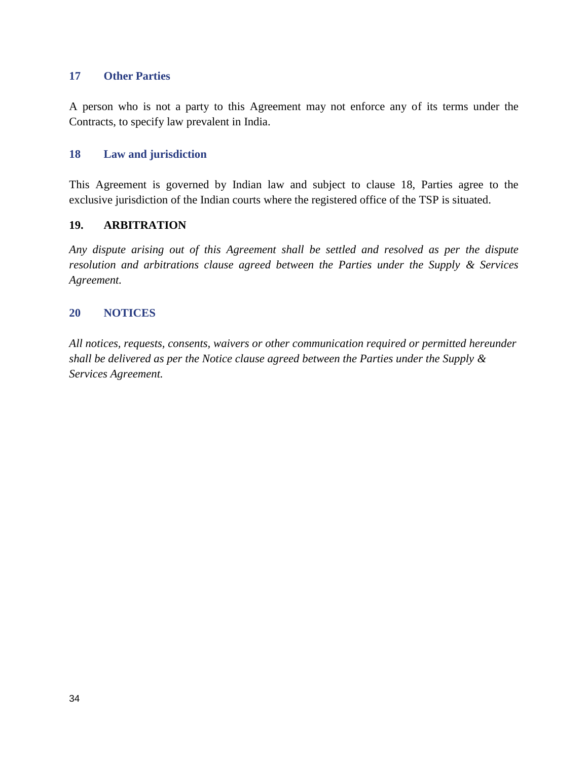## 17 Other Parties

A person who is not a party to this Agreement may not enforce any of its terms under the Contracts, to specify law prevalent in India.

## 18 Law and jurisdiction

This Agreement is governed by Indian law and subject to clause 18, Parties agree to the exclusive jurisdiction of the Indian courts where the registered office of the TSP is situated.

## 19. ARBITRATION

*Any dispute arising out of this Agreement shall be settled and resolved as per the dispute resolution and arbitrations clause agreed between the Parties under the Supply & Services Agreement.*

## 20 NOTICES

*All notices, requests, consents, waivers or other communication required or permitted hereunder shall be delivered as per the Notice clause agreed between the Parties under the Supply & Services Agreement.*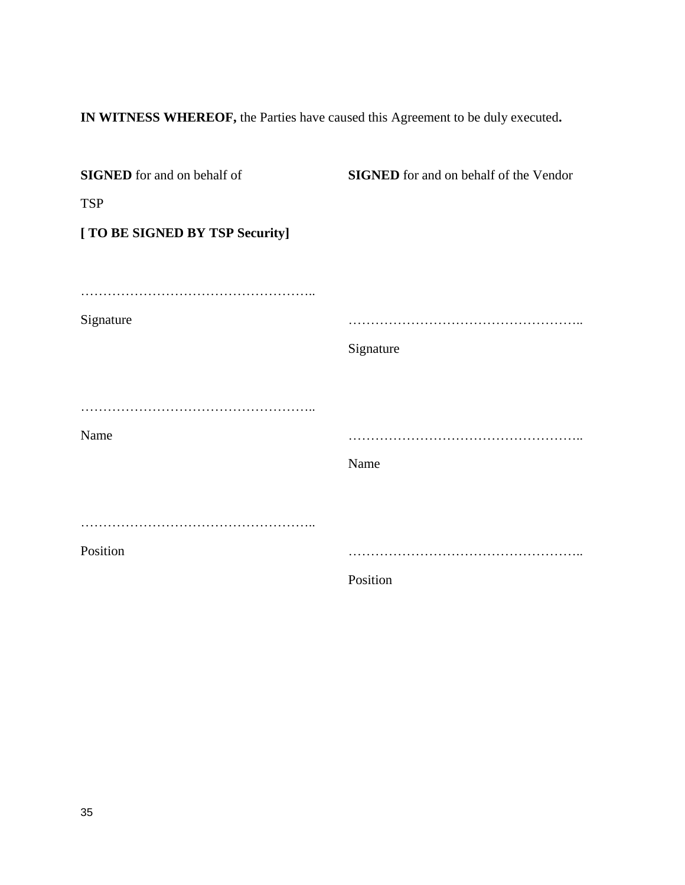**IN WITNESS WHEREOF,** the Parties have caused this Agreement to be duly executed**.**

| **SIGNED** for and on behalf of TSP **[ TO BE SIGNED BY TSP Security]** | **SIGNED** for and on behalf of the Vendor |
|---|---|
| …………………………………………….. | …………………………………………….. |
| Signature | Signature |
| …………………………………………….. | …………………………………………….. |
| Name | Name |
| …………………………………………….. | …………………………………………….. |
| Position | Position |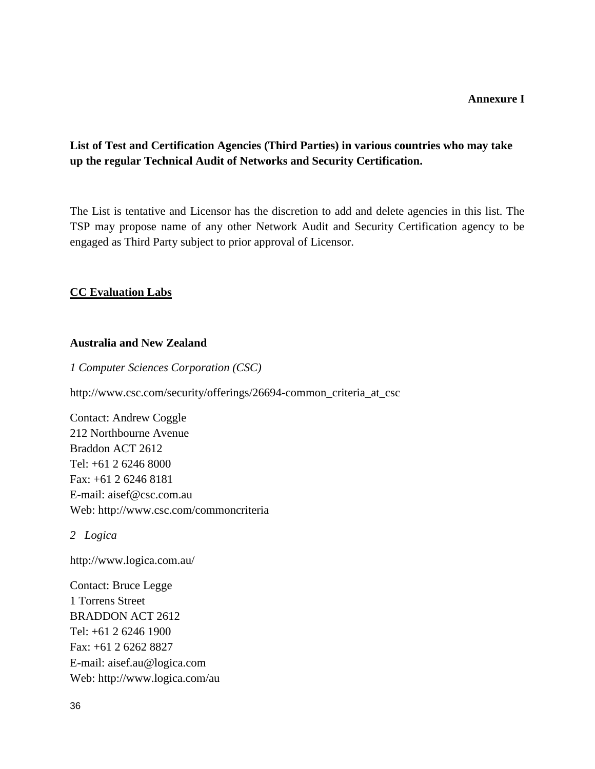**Annexure I**

**List of Test and Certification Agencies (Third Parties) in various countries who may take up the regular Technical Audit of Networks and Security Certification.**

The List is tentative and Licensor has the discretion to add and delete agencies in this list. The TSP may propose name of any other Network Audit and Security Certification agency to be engaged as Third Party subject to prior approval of Licensor.

**<u>CC Evaluation Labs</u>**

**Australia and New Zealand**

*1 Computer Sciences Corporation (CSC)*

http://www.csc.com/security/offerings/26694-common_criteria_at_csc

Contact: Andrew Coggle
212 Northbourne Avenue
Braddon ACT 2612
Tel: +61 2 6246 8000
Fax: +61 2 6246 8181
E-mail: aisef@csc.com.au
Web: http://www.csc.com/commoncriteria

*2 Logica*

http://www.logica.com.au/

Contact: Bruce Legge
1 Torrens Street
BRADDON ACT 2612
Tel: +61 2 6246 1900
Fax: +61 2 6262 8827
E-mail: aisef.au@logica.com
Web: http://www.logica.com/au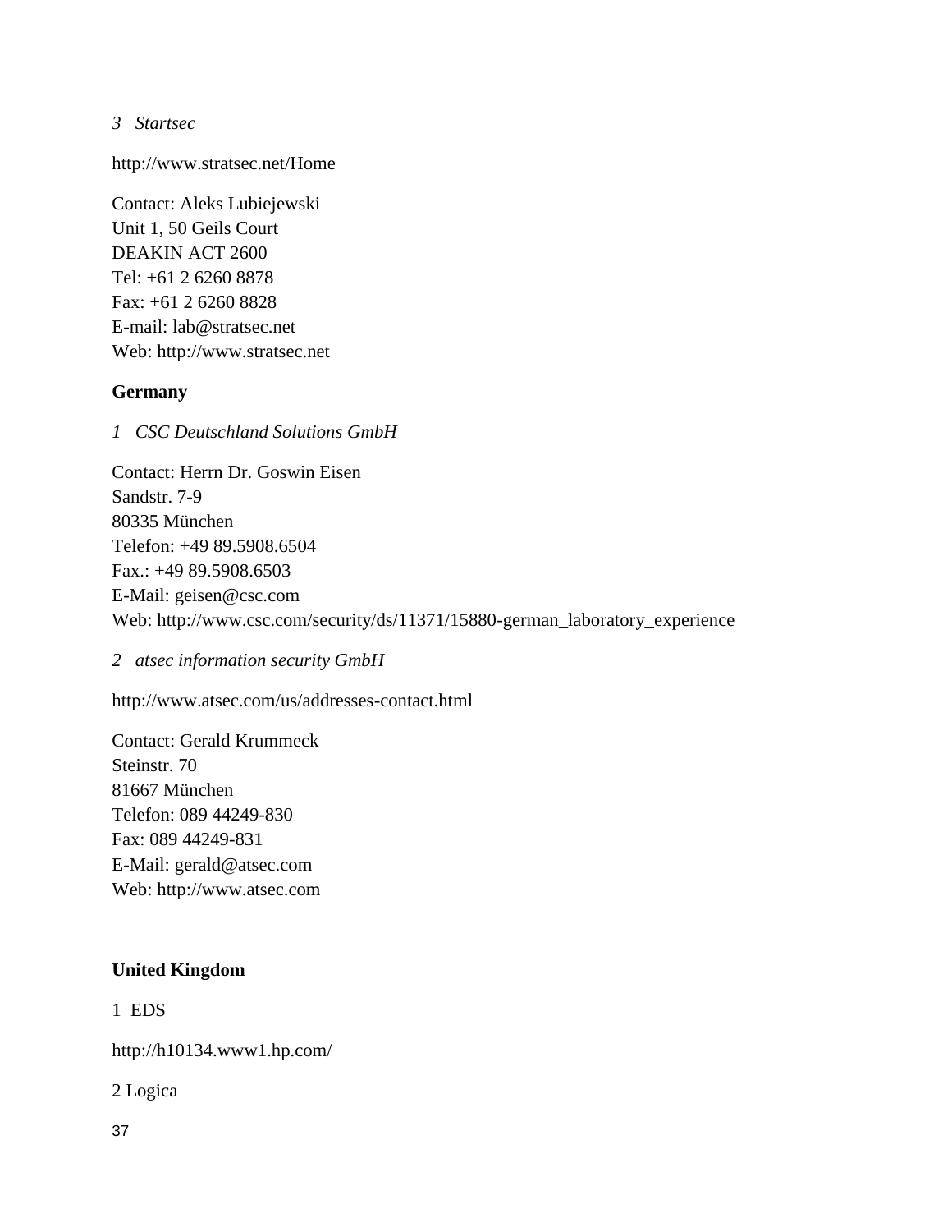*3 Startsec*

http://www.stratsec.net/Home

Contact: Aleks Lubiejewski  
Unit 1, 50 Geils Court  
DEAKIN ACT 2600  
Tel: +61 2 6260 8878  
Fax: +61 2 6260 8828  
E-mail: lab@stratsec.net  
Web: http://www.stratsec.net

**Germany**

*1 CSC Deutschland Solutions GmbH*

Contact: Herrn Dr. Goswin Eisen  
Sandstr. 7-9  
80335 München  
Telefon: +49 89.5908.6504  
Fax.: +49 89.5908.6503  
E-Mail: geisen@csc.com  
Web: http://www.csc.com/security/ds/11371/15880-german_laboratory_experience

*2 atsec information security GmbH*

http://www.atsec.com/us/addresses-contact.html

Contact: Gerald Krummeck  
Steinstr. 70  
81667 München  
Telefon: 089 44249-830  
Fax: 089 44249-831  
E-Mail: gerald@atsec.com  
Web: http://www.atsec.com

**United Kingdom**

1 EDS

http://h10134.www1.hp.com/

2 Logica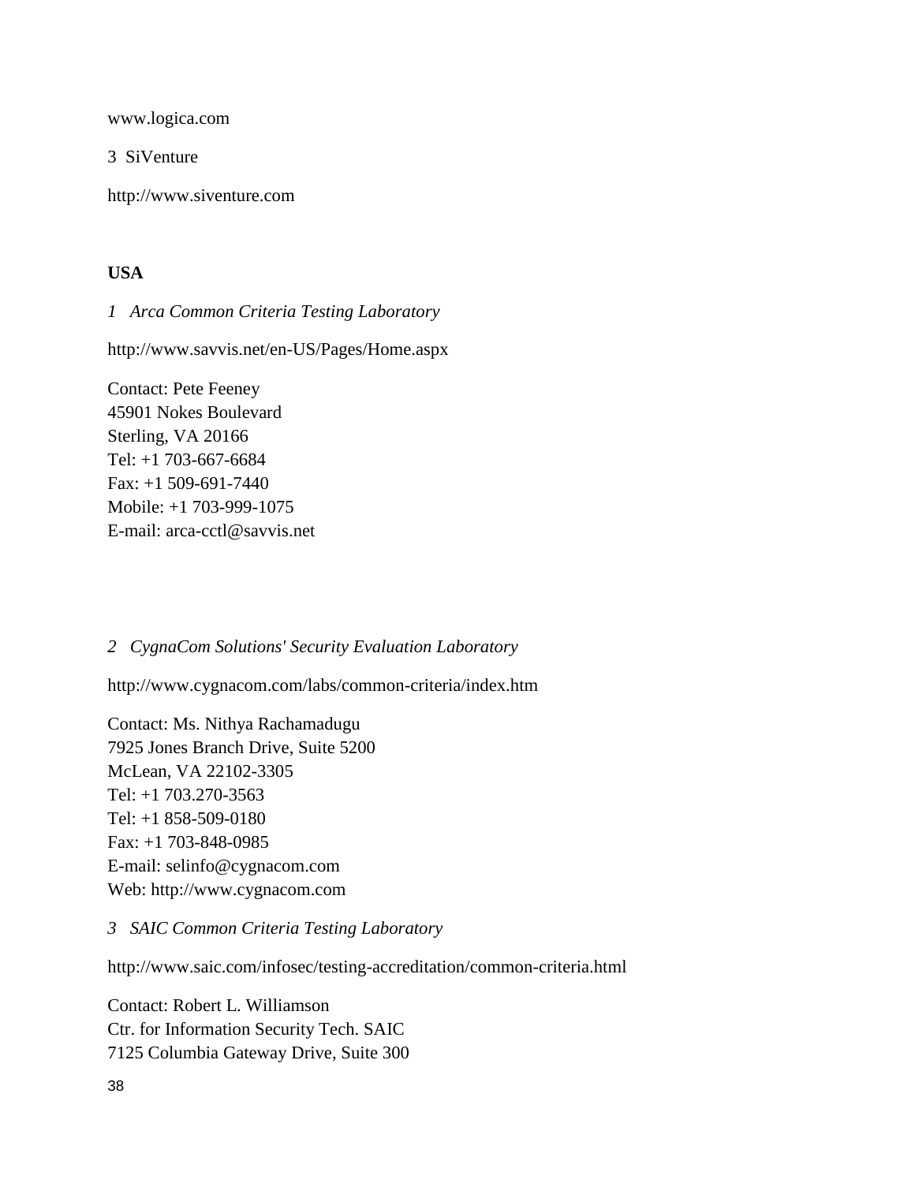www.logica.com

3 SiVenture

http://www.siventure.com

**USA**

*1 Arca Common Criteria Testing Laboratory*

http://www.savvis.net/en-US/Pages/Home.aspx

Contact: Pete Feeney
45901 Nokes Boulevard
Sterling, VA 20166
Tel: +1 703-667-6684
Fax: +1 509-691-7440
Mobile: +1 703-999-1075
E-mail: arca-cctl@savvis.net

*2 CygnaCom Solutions' Security Evaluation Laboratory*

http://www.cygnacom.com/labs/common-criteria/index.htm

Contact: Ms. Nithya Rachamadugu
7925 Jones Branch Drive, Suite 5200
McLean, VA 22102-3305
Tel: +1 703.270-3563
Tel: +1 858-509-0180
Fax: +1 703-848-0985
E-mail: selinfo@cygnacom.com
Web: http://www.cygnacom.com

*3 SAIC Common Criteria Testing Laboratory*

http://www.saic.com/infosec/testing-accreditation/common-criteria.html

Contact: Robert L. Williamson
Ctr. for Information Security Tech. SAIC
7125 Columbia Gateway Drive, Suite 300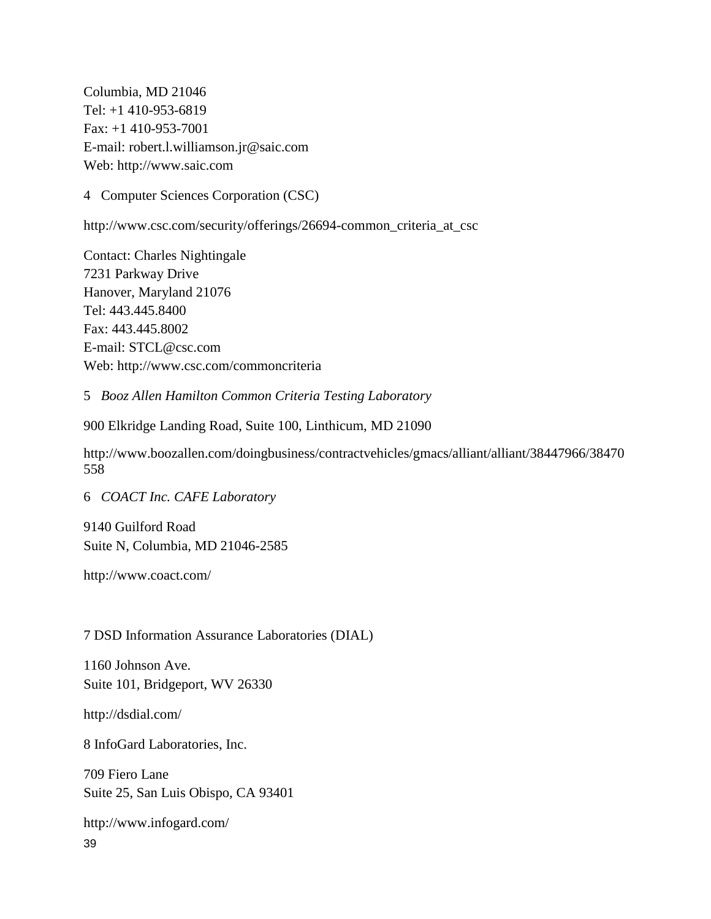Columbia, MD 21046
Tel: +1 410-953-6819
Fax: +1 410-953-7001
E-mail: robert.l.williamson.jr@saic.com
Web: http://www.saic.com

4 Computer Sciences Corporation (CSC)

http://www.csc.com/security/offerings/26694-common_criteria_at_csc

Contact: Charles Nightingale
7231 Parkway Drive
Hanover, Maryland 21076
Tel: 443.445.8400
Fax: 443.445.8002
E-mail: STCL@csc.com
Web: http://www.csc.com/commoncriteria

5 *Booz Allen Hamilton Common Criteria Testing Laboratory*

900 Elkridge Landing Road, Suite 100, Linthicum, MD 21090

http://www.boozallen.com/doingbusiness/contractvehicles/gmacs/alliant/alliant/38447966/38470558

6 *COACT Inc. CAFE Laboratory*

9140 Guilford Road
Suite N, Columbia, MD 21046-2585

http://www.coact.com/

7 DSD Information Assurance Laboratories (DIAL)

1160 Johnson Ave.
Suite 101, Bridgeport, WV 26330

http://dsdial.com/

8 InfoGard Laboratories, Inc.

709 Fiero Lane
Suite 25, San Luis Obispo, CA 93401

http://www.infogard.com/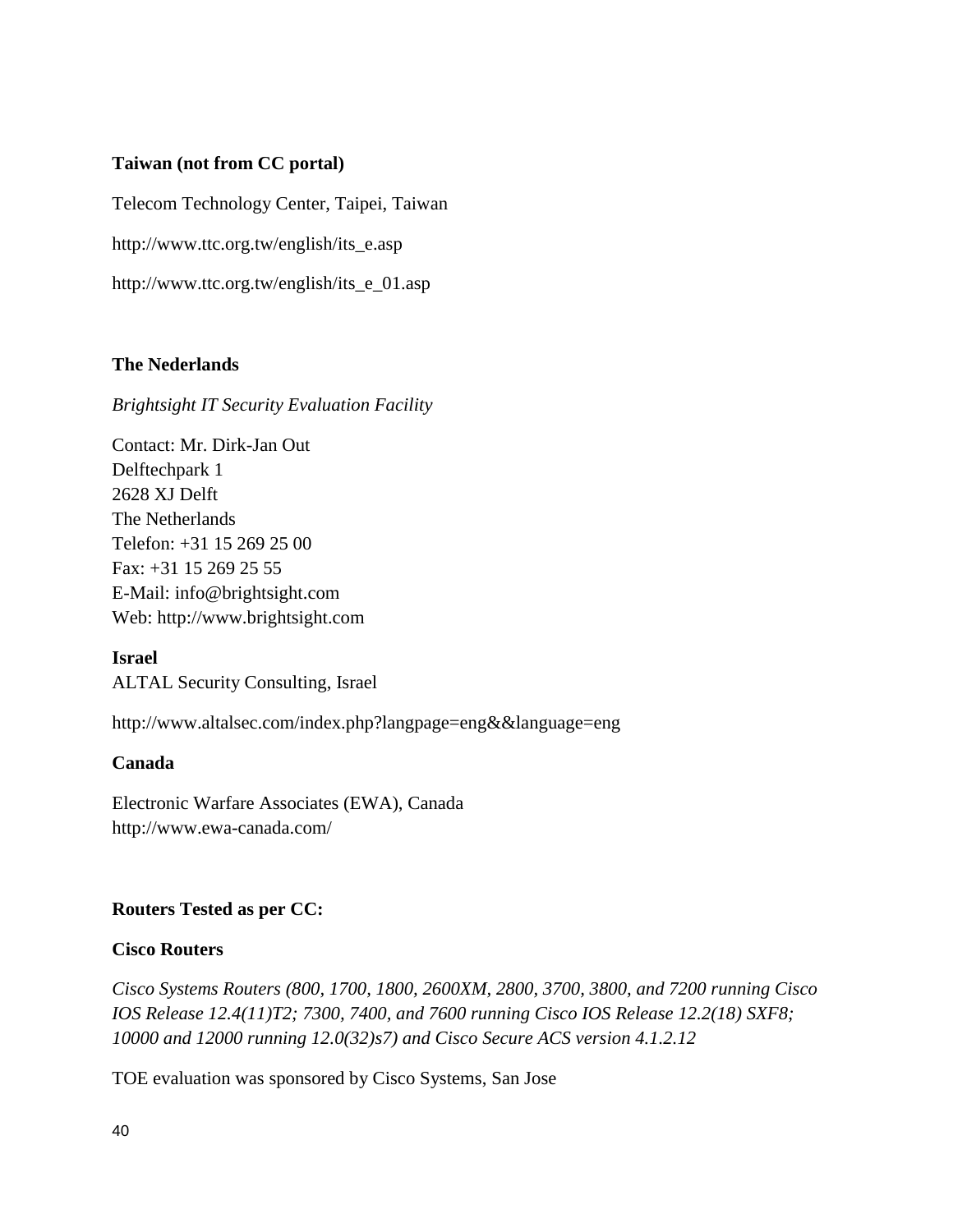**Taiwan (not from CC portal)**

Telecom Technology Center, Taipei, Taiwan

http://www.ttc.org.tw/english/its_e.asp

http://www.ttc.org.tw/english/its_e_01.asp

**The Nederlands**

*Brightsight IT Security Evaluation Facility*

Contact: Mr. Dirk-Jan Out
Delftechpark 1
2628 XJ Delft
The Netherlands
Telefon: +31 15 269 25 00
Fax: +31 15 269 25 55
E-Mail: info@brightsight.com
Web: http://www.brightsight.com

**Israel**
ALTAL Security Consulting, Israel

http://www.altalsec.com/index.php?langpage=eng&&language=eng

**Canada**

Electronic Warfare Associates (EWA), Canada
http://www.ewa-canada.com/

**Routers Tested as per CC:**

**Cisco Routers**

*Cisco Systems Routers (800, 1700, 1800, 2600XM, 2800, 3700, 3800, and 7200 running Cisco IOS Release 12.4(11)T2; 7300, 7400, and 7600 running Cisco IOS Release 12.2(18) SXF8; 10000 and 12000 running 12.0(32)s7) and Cisco Secure ACS version 4.1.2.12*

TOE evaluation was sponsored by Cisco Systems, San Jose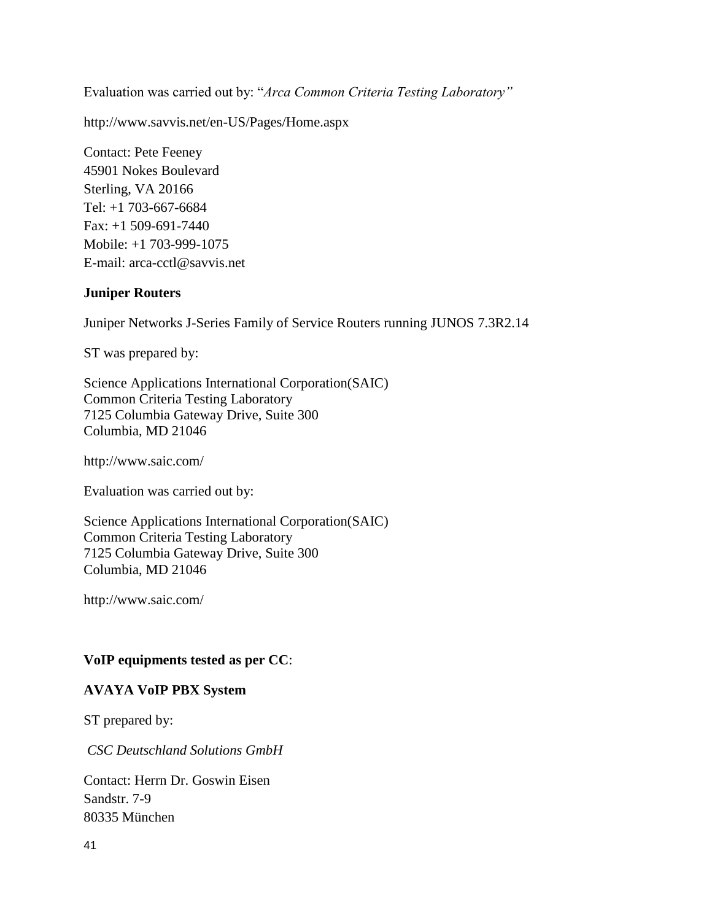Evaluation was carried out by: "*Arca Common Criteria Testing Laboratory"*

http://www.savvis.net/en-US/Pages/Home.aspx

Contact: Pete Feeney
45901 Nokes Boulevard
Sterling, VA 20166
Tel: +1 703-667-6684
Fax: +1 509-691-7440
Mobile: +1 703-999-1075
E-mail: arca-cctl@savvis.net

**Juniper Routers**

Juniper Networks J-Series Family of Service Routers running JUNOS 7.3R2.14

ST was prepared by:

Science Applications International Corporation(SAIC)
Common Criteria Testing Laboratory
7125 Columbia Gateway Drive, Suite 300
Columbia, MD 21046

http://www.saic.com/

Evaluation was carried out by:

Science Applications International Corporation(SAIC)
Common Criteria Testing Laboratory
7125 Columbia Gateway Drive, Suite 300
Columbia, MD 21046

http://www.saic.com/

**VoIP equipments tested as per CC**:

**AVAYA VoIP PBX System**

ST prepared by:

*CSC Deutschland Solutions GmbH*

Contact: Herrn Dr. Goswin Eisen
Sandstr. 7-9
80335 München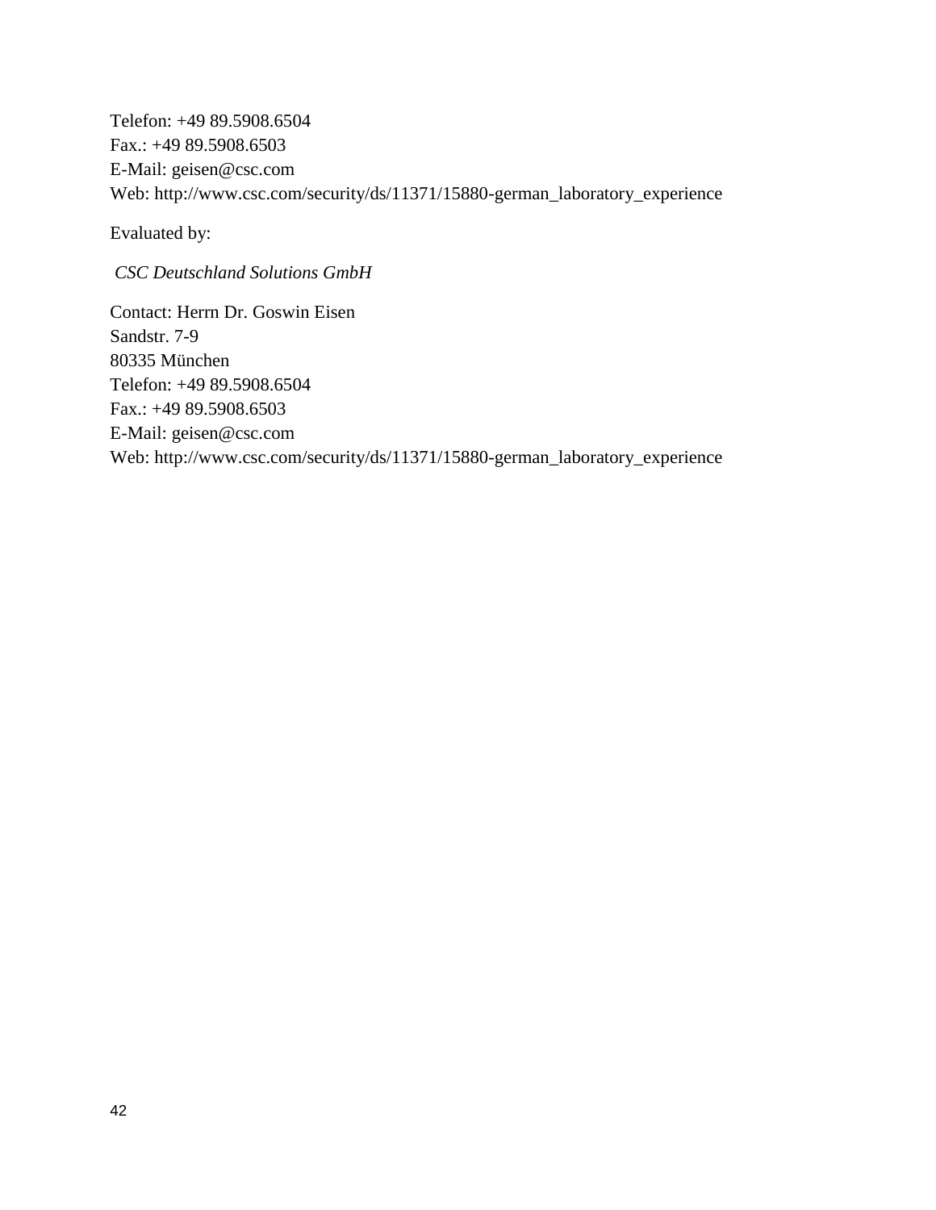Telefon: +49 89.5908.6504  
Fax.: +49 89.5908.6503  
E-Mail: geisen@csc.com  
Web: http://www.csc.com/security/ds/11371/15880-german_laboratory_experience

Evaluated by:

*CSC Deutschland Solutions GmbH*

Contact: Herrn Dr. Goswin Eisen  
Sandstr. 7-9  
80335 München  
Telefon: +49 89.5908.6504  
Fax.: +49 89.5908.6503  
E-Mail: geisen@csc.com  
Web: http://www.csc.com/security/ds/11371/15880-german_laboratory_experience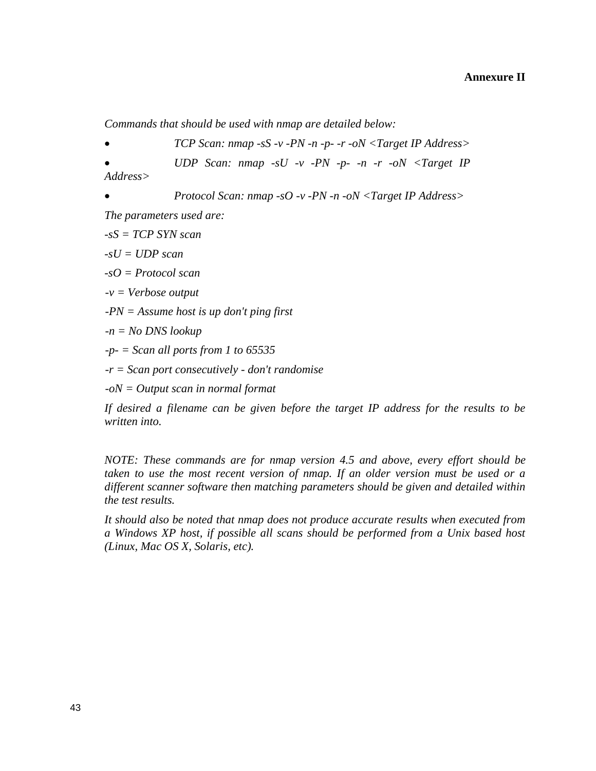**Annexure II**

*Commands that should be used with nmap are detailed below:*

- *TCP Scan: nmap -sS -v -PN -n -p- -r -oN <Target IP Address>*
- *UDP Scan: nmap -sU -v -PN -p- -n -r -oN <Target IP Address>*
- *Protocol Scan: nmap -sO -v -PN -n -oN <Target IP Address>*

*The parameters used are:*

*-sS = TCP SYN scan*

*-sU = UDP scan*

*-sO = Protocol scan*

*-v = Verbose output*

*-PN = Assume host is up don't ping first*

*-n = No DNS lookup*

*-p- = Scan all ports from 1 to 65535*

*-r = Scan port consecutively - don't randomise*

*-oN = Output scan in normal format*

*If desired a filename can be given before the target IP address for the results to be written into.*

*NOTE: These commands are for nmap version 4.5 and above, every effort should be taken to use the most recent version of nmap. If an older version must be used or a different scanner software then matching parameters should be given and detailed within the test results.*

*It should also be noted that nmap does not produce accurate results when executed from a Windows XP host, if possible all scans should be performed from a Unix based host (Linux, Mac OS X, Solaris, etc).*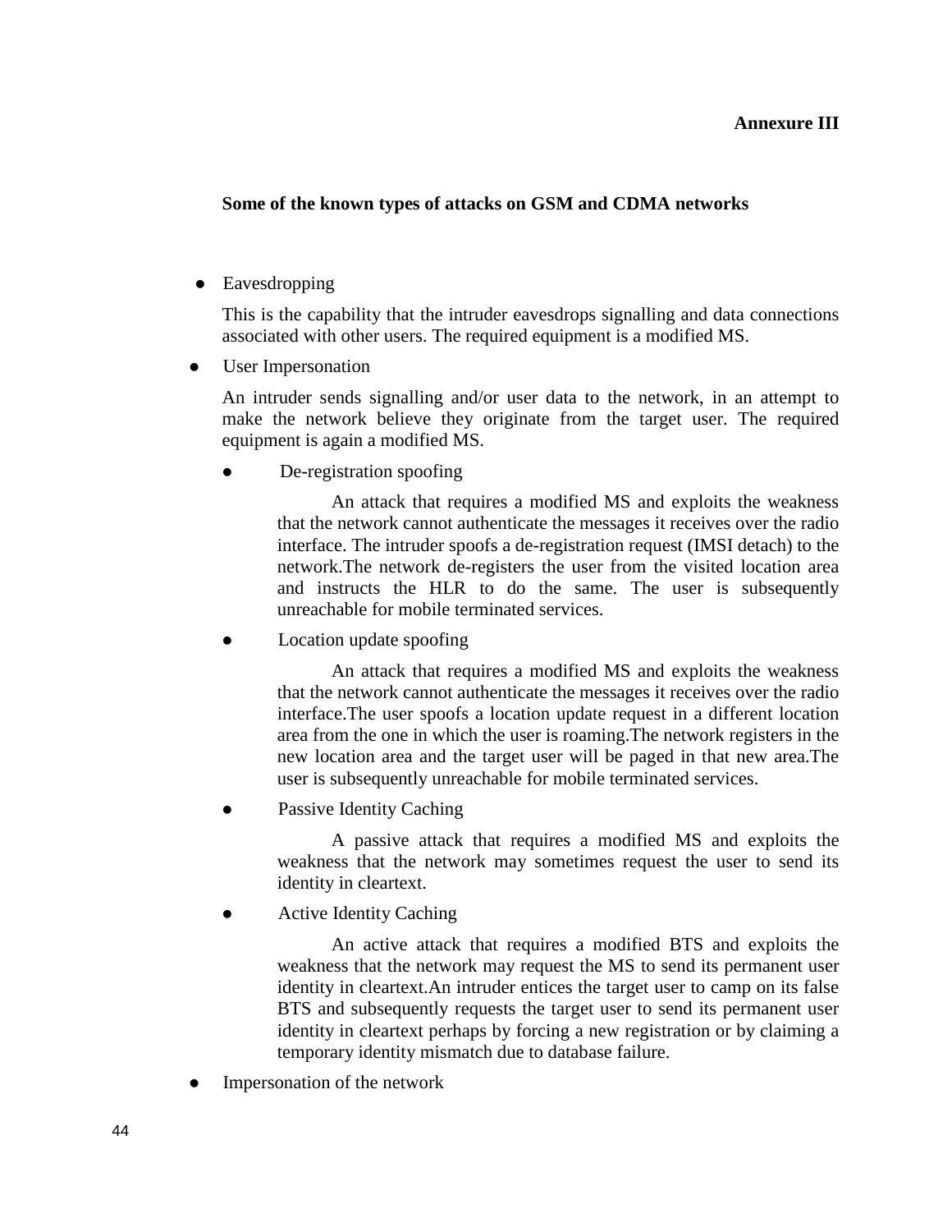**Annexure III**

**Some of the known types of attacks on GSM and CDMA networks**

- Eavesdropping

  This is the capability that the intruder eavesdrops signalling and data connections associated with other users. The required equipment is a modified MS.

- User Impersonation

  An intruder sends signalling and/or user data to the network, in an attempt to make the network believe they originate from the target user. The required equipment is again a modified MS.

  - De-registration spoofing

    An attack that requires a modified MS and exploits the weakness that the network cannot authenticate the messages it receives over the radio interface. The intruder spoofs a de-registration request (IMSI detach) to the network.The network de-registers the user from the visited location area and instructs the HLR to do the same. The user is subsequently unreachable for mobile terminated services.

  - Location update spoofing

    An attack that requires a modified MS and exploits the weakness that the network cannot authenticate the messages it receives over the radio interface.The user spoofs a location update request in a different location area from the one in which the user is roaming.The network registers in the new location area and the target user will be paged in that new area.The user is subsequently unreachable for mobile terminated services.

  - Passive Identity Caching

    A passive attack that requires a modified MS and exploits the weakness that the network may sometimes request the user to send its identity in cleartext.

  - Active Identity Caching

    An active attack that requires a modified BTS and exploits the weakness that the network may request the MS to send its permanent user identity in cleartext.An intruder entices the target user to camp on its false BTS and subsequently requests the target user to send its permanent user identity in cleartext perhaps by forcing a new registration or by claiming a temporary identity mismatch due to database failure.

- Impersonation of the network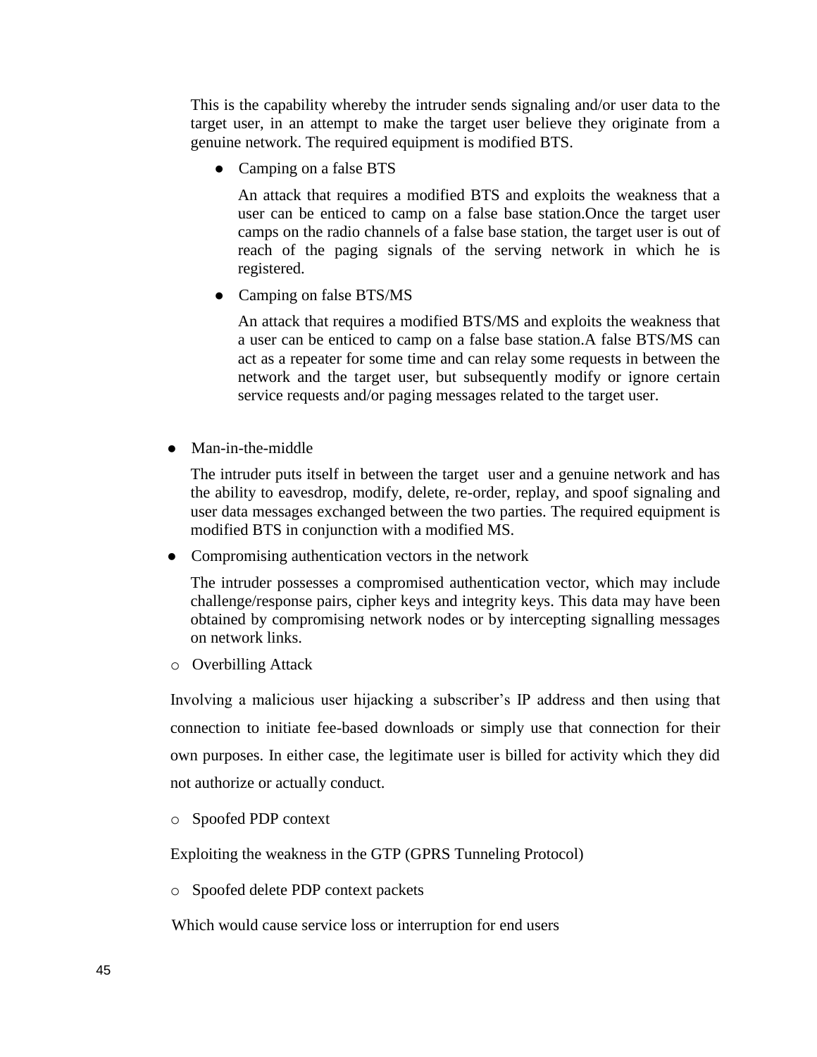This is the capability whereby the intruder sends signaling and/or user data to the target user, in an attempt to make the target user believe they originate from a genuine network. The required equipment is modified BTS.

- Camping on a false BTS

  An attack that requires a modified BTS and exploits the weakness that a user can be enticed to camp on a false base station.Once the target user camps on the radio channels of a false base station, the target user is out of reach of the paging signals of the serving network in which he is registered.

- Camping on false BTS/MS

  An attack that requires a modified BTS/MS and exploits the weakness that a user can be enticed to camp on a false base station.A false BTS/MS can act as a repeater for some time and can relay some requests in between the network and the target user, but subsequently modify or ignore certain service requests and/or paging messages related to the target user.

- Man-in-the-middle

  The intruder puts itself in between the target user and a genuine network and has the ability to eavesdrop, modify, delete, re-order, replay, and spoof signaling and user data messages exchanged between the two parties. The required equipment is modified BTS in conjunction with a modified MS.

- Compromising authentication vectors in the network

  The intruder possesses a compromised authentication vector, which may include challenge/response pairs, cipher keys and integrity keys. This data may have been obtained by compromising network nodes or by intercepting signalling messages on network links.

- Overbilling Attack

  Involving a malicious user hijacking a subscriber's IP address and then using that connection to initiate fee-based downloads or simply use that connection for their own purposes. In either case, the legitimate user is billed for activity which they did not authorize or actually conduct.

- Spoofed PDP context

  Exploiting the weakness in the GTP (GPRS Tunneling Protocol)

- Spoofed delete PDP context packets

  Which would cause service loss or interruption for end users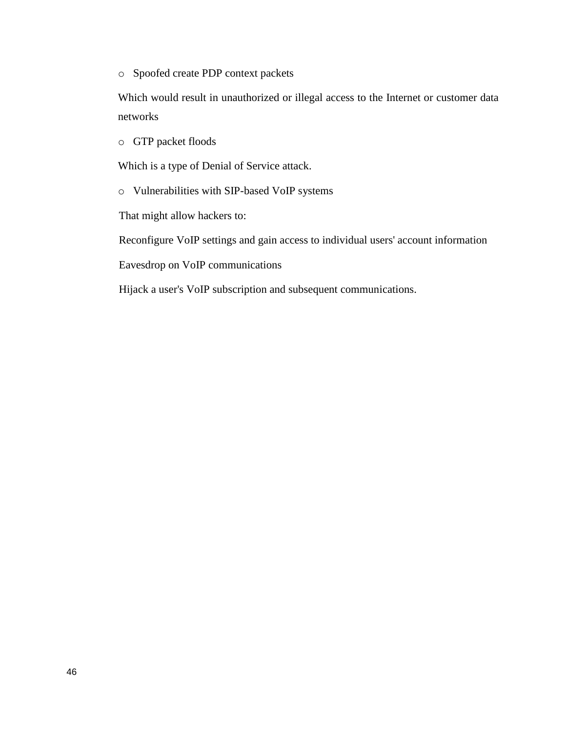- Spoofed create PDP context packets

Which would result in unauthorized or illegal access to the Internet or customer data networks

- GTP packet floods

Which is a type of Denial of Service attack.

- Vulnerabilities with SIP-based VoIP systems

That might allow hackers to:

Reconfigure VoIP settings and gain access to individual users' account information

Eavesdrop on VoIP communications

Hijack a user's VoIP subscription and subsequent communications.